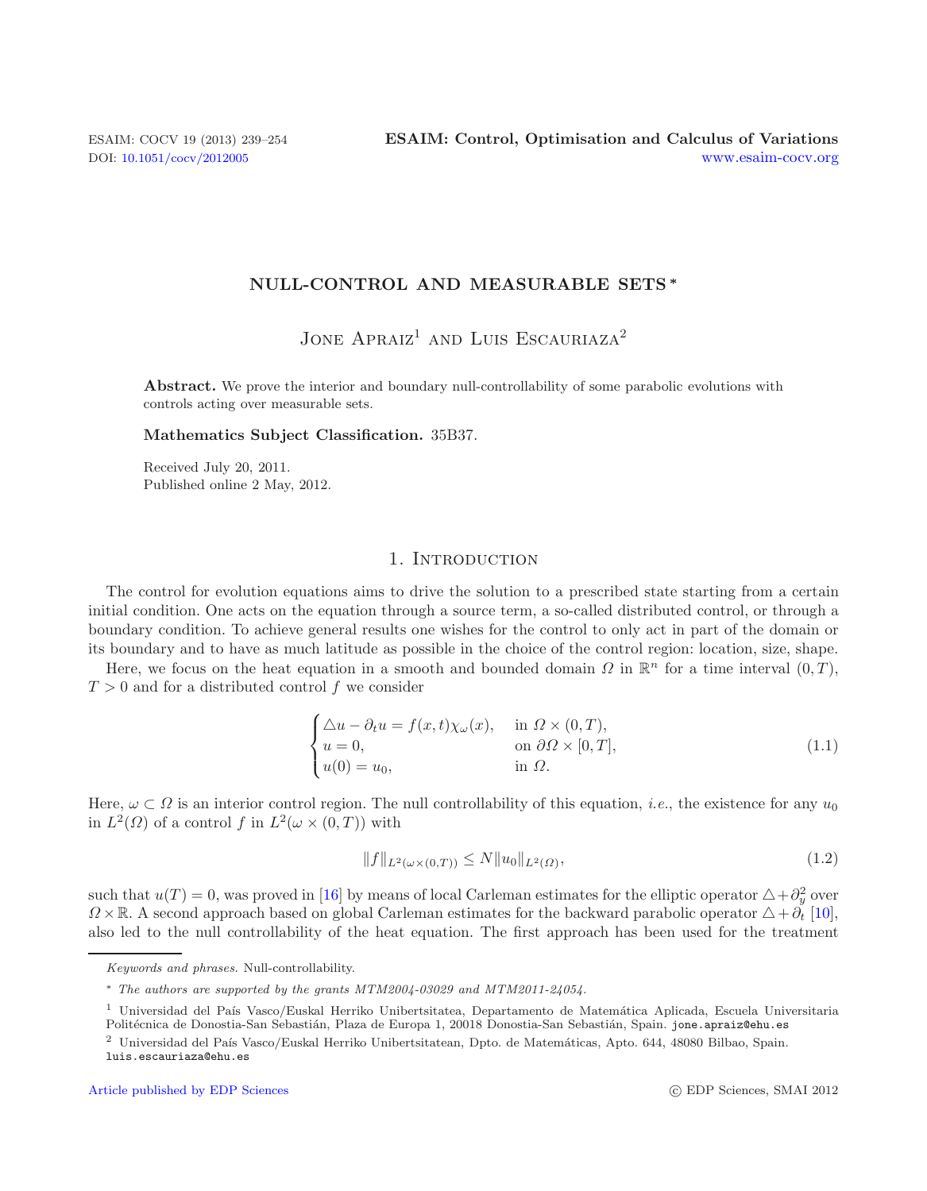# NULL-CONTROL AND MEASURABLE SETS *

Jone Apraiz[1] and Luis Escauriaza[2]

**Abstract.** We prove the interior and boundary null-controllability of some parabolic evolutions with controls acting over measurable sets.

**Mathematics Subject Classification.** 35B37.

Received July 20, 2011.
Published online 2 May, 2012.

## 1. Introduction

The control for evolution equations aims to drive the solution to a prescribed state starting from a certain initial condition. One acts on the equation through a source term, a so-called distributed control, or through a boundary condition. To achieve general results one wishes for the control to only act in part of the domain or its boundary and to have as much latitude as possible in the choice of the control region: location, size, shape.

Here, we focus on the heat equation in a smooth and bounded domain $\Omega$ in $\mathbb{R}^n$ for a time interval $(0,T)$, $T>0$ and for a distributed control $f$ we consider

$$
\begin{cases}
\triangle u - \partial_t u = f(x,t)\chi_\omega(x), & \text{in } \Omega\times(0,T),\\
u = 0, & \text{on } \partial\Omega\times[0,T],\\
u(0) = u_0, & \text{in } \Omega.
\end{cases}
\tag{1.1}
$$

Here, $\omega\subset\Omega$ is an interior control region. The null controllability of this equation, *i.e.*, the existence for any $u_0$ in $L^2(\Omega)$ of a control $f$ in $L^2(\omega\times(0,T))$ with

$$
\|f\|_{L^2(\omega\times(0,T))} \le N\|u_0\|_{L^2(\Omega)},
\tag{1.2}
$$

such that $u(T)=0$, was proved in [16] by means of local Carleman estimates for the elliptic operator $\triangle+\partial_y^2$ over $\Omega\times\mathbb{R}$. A second approach based on global Carleman estimates for the backward parabolic operator $\triangle+\partial_t$ [10], also led to the null controllability of the heat equation. The first approach has been used for the treatment

---

*Keywords and phrases.* Null-controllability.

\* *The authors are supported by the grants MTM2004-03029 and MTM2011-24054.*

[1] Universidad del País Vasco/Euskal Herriko Unibertsitatea, Departamento de Matemática Aplicada, Escuela Universitaria Politécnica de Donostia-San Sebastián, Plaza de Europa 1, 20018 Donostia-San Sebastián, Spain. jone.apraiz@ehu.es

[2] Universidad del País Vasco/Euskal Herriko Unibertsitatean, Dpto. de Matemáticas, Apto. 644, 48080 Bilbao, Spain. luis.escauriaza@ehu.es

Article published by EDP Sciences © EDP Sciences, SMAI 2012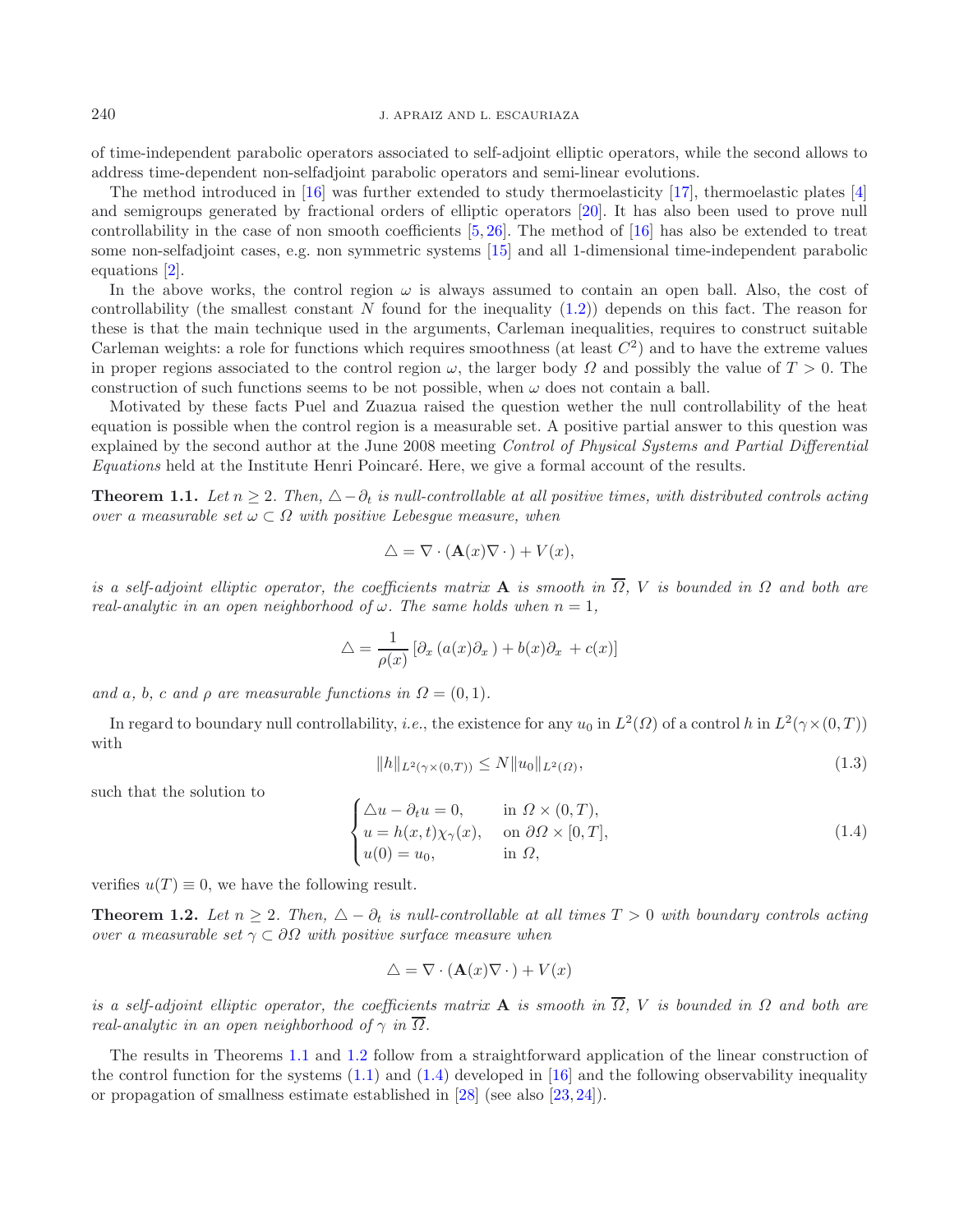of time-independent parabolic operators associated to self-adjoint elliptic operators, while the second allows to address time-dependent non-selfadjoint parabolic operators and semi-linear evolutions.

The method introduced in [16] was further extended to study thermoelasticity [17], thermoelastic plates [4] and semigroups generated by fractional orders of elliptic operators [20]. It has also been used to prove null controllability in the case of non smooth coefficients [5, 26]. The method of [16] has also be extended to treat some non-selfadjoint cases, e.g. non symmetric systems [15] and all 1-dimensional time-independent parabolic equations [2].

In the above works, the control region $\omega$ is always assumed to contain an open ball. Also, the cost of controllability (the smallest constant $N$ found for the inequality (1.2)) depends on this fact. The reason for these is that the main technique used in the arguments, Carleman inequalities, requires to construct suitable Carleman weights: a role for functions which requires smoothness (at least $C^2$) and to have the extreme values in proper regions associated to the control region $\omega$, the larger body $\Omega$ and possibly the value of $T > 0$. The construction of such functions seems to be not possible, when $\omega$ does not contain a ball.

Motivated by these facts Puel and Zuazua raised the question wether the null controllability of the heat equation is possible when the control region is a measurable set. A positive partial answer to this question was explained by the second author at the June 2008 meeting *Control of Physical Systems and Partial Differential Equations* held at the Institute Henri Poincaré. Here, we give a formal account of the results.

**Theorem 1.1.** *Let $n \geq 2$. Then, $\triangle - \partial_t$ is null-controllable at all positive times, with distributed controls acting over a measurable set $\omega \subset \Omega$ with positive Lebesgue measure, when*

$$\triangle = \nabla \cdot (\mathbf{A}(x)\nabla \cdot) + V(x),$$

*is a self-adjoint elliptic operator, the coefficients matrix $\mathbf{A}$ is smooth in $\overline{\Omega}$, $V$ is bounded in $\Omega$ and both are real-analytic in an open neighborhood of $\omega$. The same holds when $n = 1$,*

$$\triangle = \frac{1}{\rho(x)} \left[\partial_x \left(a(x)\partial_x\right) + b(x)\partial_x + c(x)\right]$$

*and $a$, $b$, $c$ and $\rho$ are measurable functions in $\Omega = (0, 1)$.*

In regard to boundary null controllability, *i.e.*, the existence for any $u_0$ in $L^2(\Omega)$ of a control $h$ in $L^2(\gamma \times (0, T))$ with

$$\|h\|_{L^2(\gamma\times(0,T))} \leq N\|u_0\|_{L^2(\Omega)}, \tag{1.3}$$

such that the solution to

$$\begin{cases} \triangle u - \partial_t u = 0, & \text{in } \Omega \times (0, T), \\ u = h(x, t)\chi_\gamma(x), & \text{on } \partial\Omega \times [0, T], \\ u(0) = u_0, & \text{in } \Omega, \end{cases} \tag{1.4}$$

verifies $u(T) \equiv 0$, we have the following result.

**Theorem 1.2.** *Let $n \geq 2$. Then, $\triangle - \partial_t$ is null-controllable at all times $T > 0$ with boundary controls acting over a measurable set $\gamma \subset \partial\Omega$ with positive surface measure when*

$$\triangle = \nabla \cdot (\mathbf{A}(x)\nabla \cdot) + V(x)$$

*is a self-adjoint elliptic operator, the coefficients matrix $\mathbf{A}$ is smooth in $\overline{\Omega}$, $V$ is bounded in $\Omega$ and both are real-analytic in an open neighborhood of $\gamma$ in $\overline{\Omega}$.*

The results in Theorems 1.1 and 1.2 follow from a straightforward application of the linear construction of the control function for the systems (1.1) and (1.4) developed in [16] and the following observability inequality or propagation of smallness estimate established in [28] (see also [23, 24]).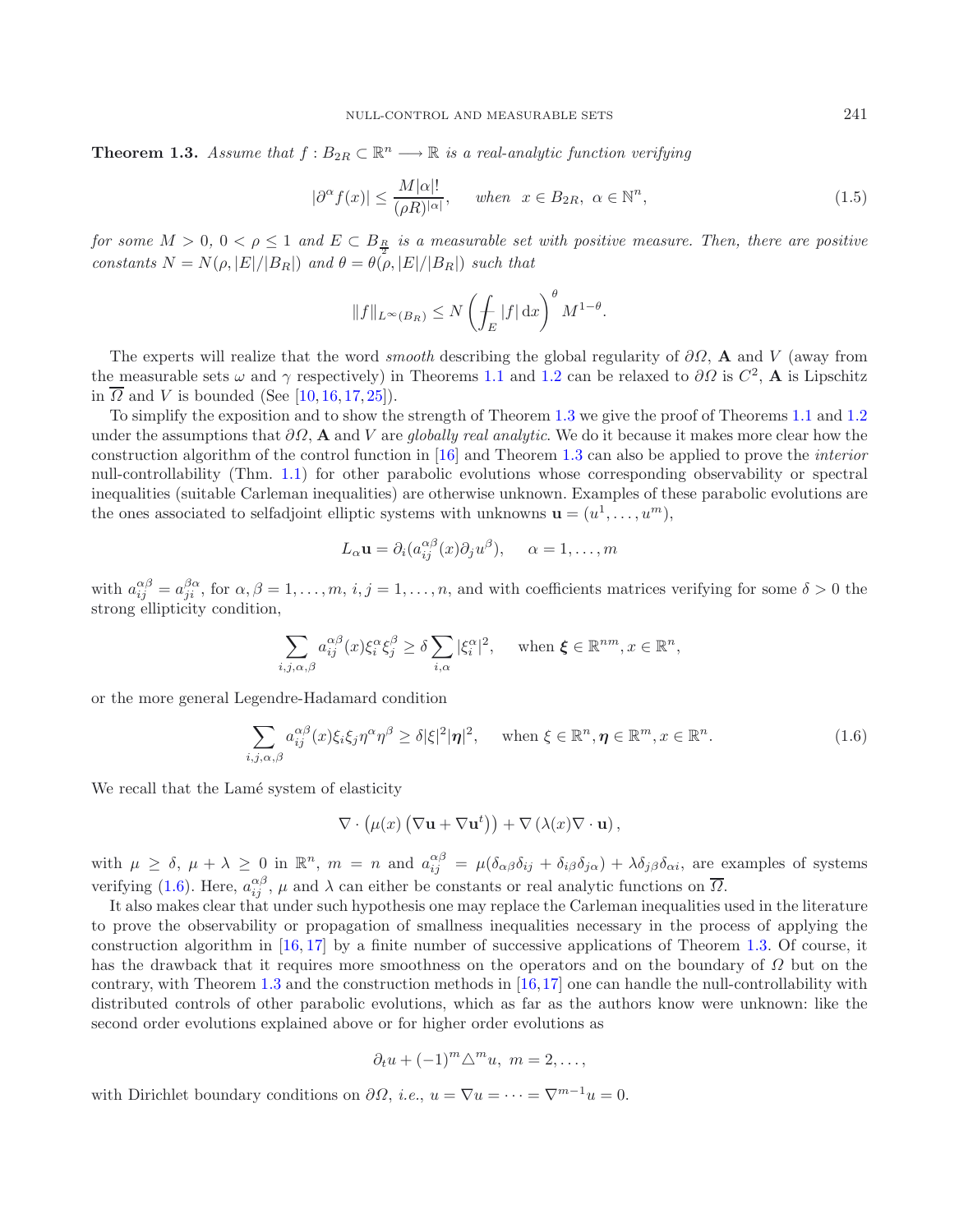**Theorem 1.3.** *Assume that $f : B_{2R} \subset \mathbb{R}^n \longrightarrow \mathbb{R}$ is a real-analytic function verifying*

$$|\partial^\alpha f(x)| \le \frac{M|\alpha|!}{(\rho R)^{|\alpha|}}, \quad \text{when } \; x \in B_{2R},\; \alpha \in \mathbb{N}^n, \tag{1.5}$$

*for some $M > 0$, $0 < \rho \le 1$ and $E \subset B_{\frac{R}{2}}$ is a measurable set with positive measure. Then, there are positive constants $N = N(\rho, |E|/|B_R|)$ and $\theta = \theta(\rho, |E|/|B_R|)$ such that*

$$\|f\|_{L^\infty(B_R)} \le N \left( \fint_E |f| \,\mathrm{d}x \right)^\theta M^{1-\theta}.$$

The experts will realize that the word *smooth* describing the global regularity of $\partial\Omega$, $\mathbf{A}$ and $V$ (away from the measurable sets $\omega$ and $\gamma$ respectively) in Theorems 1.1 and 1.2 can be relaxed to $\partial\Omega$ is $C^2$, $\mathbf{A}$ is Lipschitz in $\overline{\Omega}$ and $V$ is bounded (See [10, 16, 17, 25]).

To simplify the exposition and to show the strength of Theorem 1.3 we give the proof of Theorems 1.1 and 1.2 under the assumptions that $\partial\Omega$, $\mathbf{A}$ and $V$ are *globally real analytic*. We do it because it makes more clear how the construction algorithm of the control function in [16] and Theorem 1.3 can also be applied to prove the *interior* null-controllability (Thm. 1.1) for other parabolic evolutions whose corresponding observability or spectral inequalities (suitable Carleman inequalities) are otherwise unknown. Examples of these parabolic evolutions are the ones associated to selfadjoint elliptic systems with unknowns $\mathbf{u} = (u^1, \dots, u^m)$,

$$L_\alpha \mathbf{u} = \partial_i (a_{ij}^{\alpha\beta}(x) \partial_j u^\beta), \quad \alpha = 1, \dots, m$$

with $a_{ij}^{\alpha\beta} = a_{ji}^{\beta\alpha}$, for $\alpha, \beta = 1, \dots, m$, $i, j = 1, \dots, n$, and with coefficients matrices verifying for some $\delta > 0$ the strong ellipticity condition,

$$\sum_{i,j,\alpha,\beta} a_{ij}^{\alpha\beta}(x) \xi_i^\alpha \xi_j^\beta \ge \delta \sum_{i,\alpha} |\xi_i^\alpha|^2, \quad \text{when } \boldsymbol{\xi} \in \mathbb{R}^{nm}, x \in \mathbb{R}^n,$$

or the more general Legendre-Hadamard condition

$$\sum_{i,j,\alpha,\beta} a_{ij}^{\alpha\beta}(x) \xi_i \xi_j \eta^\alpha \eta^\beta \ge \delta |\xi|^2 |\boldsymbol{\eta}|^2, \quad \text{when } \xi \in \mathbb{R}^n, \boldsymbol{\eta} \in \mathbb{R}^m, x \in \mathbb{R}^n. \tag{1.6}$$

We recall that the Lamé system of elasticity

$$\nabla \cdot \left( \mu(x) \left( \nabla \mathbf{u} + \nabla \mathbf{u}^t \right) \right) + \nabla \left( \lambda(x) \nabla \cdot \mathbf{u} \right),$$

with $\mu \ge \delta$, $\mu + \lambda \ge 0$ in $\mathbb{R}^n$, $m = n$ and $a_{ij}^{\alpha\beta} = \mu(\delta_{\alpha\beta}\delta_{ij} + \delta_{i\beta}\delta_{j\alpha}) + \lambda \delta_{j\beta}\delta_{\alpha i}$, are examples of systems verifying (1.6). Here, $a_{ij}^{\alpha\beta}$, $\mu$ and $\lambda$ can either be constants or real analytic functions on $\overline{\Omega}$.

It also makes clear that under such hypothesis one may replace the Carleman inequalities used in the literature to prove the observability or propagation of smallness inequalities necessary in the process of applying the construction algorithm in [16, 17] by a finite number of successive applications of Theorem 1.3. Of course, it has the drawback that it requires more smoothness on the operators and on the boundary of $\Omega$ but on the contrary, with Theorem 1.3 and the construction methods in [16, 17] one can handle the null-controllability with distributed controls of other parabolic evolutions, which as far as the authors know were unknown: like the second order evolutions explained above or for higher order evolutions as

$$\partial_t u + (-1)^m \triangle^m u, \; m = 2, \dots,$$

with Dirichlet boundary conditions on $\partial\Omega$, *i.e.*, $u = \nabla u = \dots = \nabla^{m-1} u = 0$.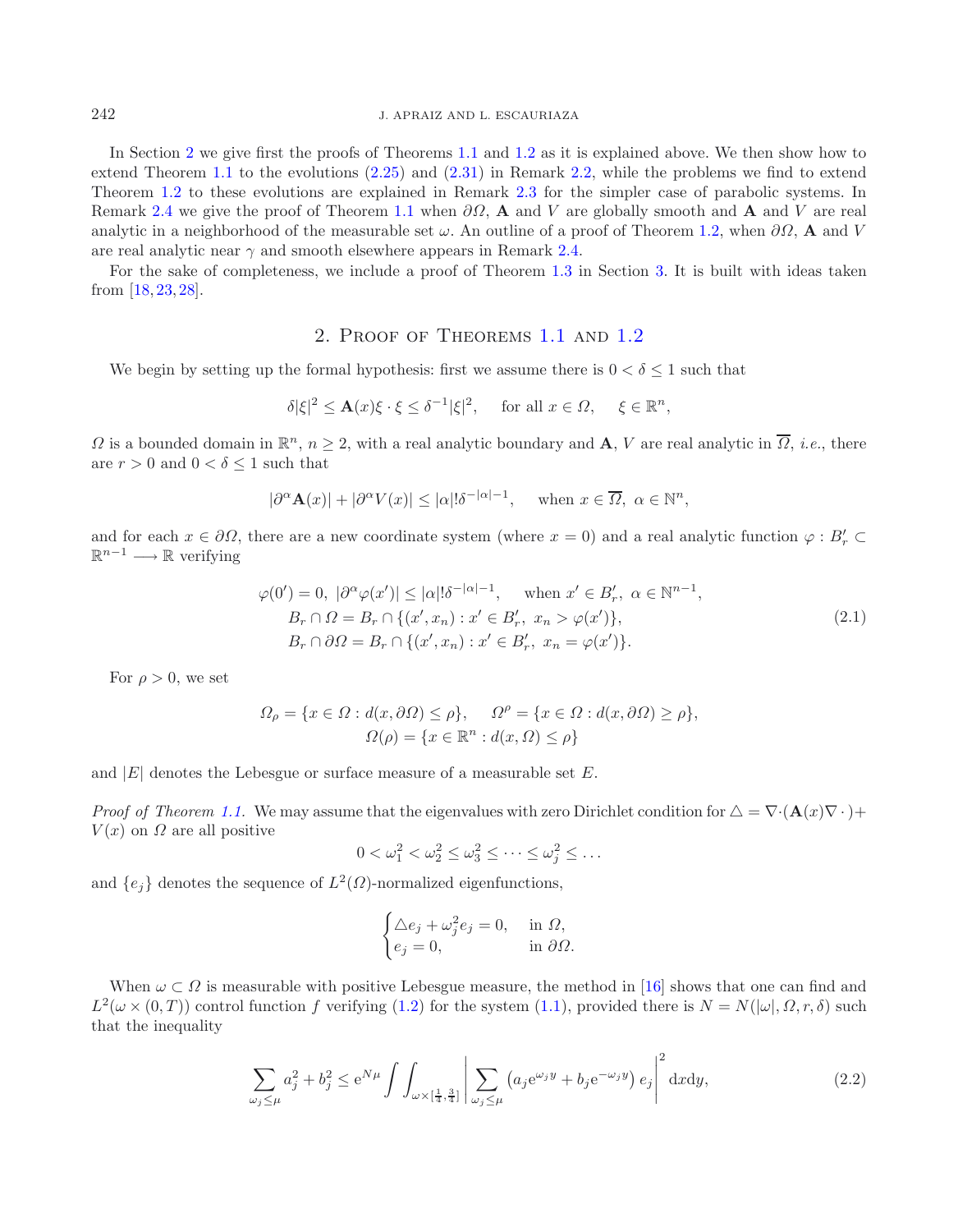In Section 2 we give first the proofs of Theorems 1.1 and 1.2 as it is explained above. We then show how to extend Theorem 1.1 to the evolutions (2.25) and (2.31) in Remark 2.2, while the problems we find to extend Theorem 1.2 to these evolutions are explained in Remark 2.3 for the simpler case of parabolic systems. In Remark 2.4 we give the proof of Theorem 1.1 when $\partial\Omega$, $\mathbf{A}$ and $V$ are globally smooth and $\mathbf{A}$ and $V$ are real analytic in a neighborhood of the measurable set $\omega$. An outline of a proof of Theorem 1.2, when $\partial\Omega$, $\mathbf{A}$ and $V$ are real analytic near $\gamma$ and smooth elsewhere appears in Remark 2.4.

For the sake of completeness, we include a proof of Theorem 1.3 in Section 3. It is built with ideas taken from [18, 23, 28].

## 2. Proof of Theorems 1.1 and 1.2

We begin by setting up the formal hypothesis: first we assume there is $0 < \delta \leq 1$ such that

$$\delta|\xi|^2 \leq \mathbf{A}(x)\xi\cdot\xi \leq \delta^{-1}|\xi|^2, \quad \text{for all } x \in \Omega, \quad \xi \in \mathbb{R}^n,$$

$\Omega$ is a bounded domain in $\mathbb{R}^n$, $n \geq 2$, with a real analytic boundary and $\mathbf{A}$, $V$ are real analytic in $\overline{\Omega}$, *i.e.*, there are $r > 0$ and $0 < \delta \leq 1$ such that

$$|\partial^\alpha \mathbf{A}(x)| + |\partial^\alpha V(x)| \leq |\alpha|!\delta^{-|\alpha|-1}, \quad \text{when } x \in \overline{\Omega}, \ \alpha \in \mathbb{N}^n,$$

and for each $x \in \partial\Omega$, there are a new coordinate system (where $x = 0$) and a real analytic function $\varphi : B'_r \subset \mathbb{R}^{n-1} \longrightarrow \mathbb{R}$ verifying

$$\begin{aligned}
&\varphi(0') = 0, \ |\partial^\alpha\varphi(x')| \leq |\alpha|!\delta^{-|\alpha|-1}, \quad \text{when } x' \in B'_r, \ \alpha \in \mathbb{N}^{n-1},\\
&B_r \cap \Omega = B_r \cap \{(x', x_n) : x' \in B'_r, \ x_n > \varphi(x')\},\\
&B_r \cap \partial\Omega = B_r \cap \{(x', x_n) : x' \in B'_r, \ x_n = \varphi(x')\}.
\end{aligned} \tag{2.1}$$

For $\rho > 0$, we set

$$\Omega_\rho = \{x \in \Omega : d(x, \partial\Omega) \leq \rho\}, \quad \Omega^\rho = \{x \in \Omega : d(x, \partial\Omega) \geq \rho\},$$
$$\Omega(\rho) = \{x \in \mathbb{R}^n : d(x, \Omega) \leq \rho\}$$

and $|E|$ denotes the Lebesgue or surface measure of a measurable set $E$.

*Proof of Theorem 1.1.* We may assume that the eigenvalues with zero Dirichlet condition for $\triangle = \nabla\cdot(\mathbf{A}(x)\nabla\,\cdot) + V(x)$ on $\Omega$ are all positive

$$0 < \omega_1^2 < \omega_2^2 \leq \omega_3^2 \leq \cdots \leq \omega_j^2 \leq \ldots$$

and $\{e_j\}$ denotes the sequence of $L^2(\Omega)$-normalized eigenfunctions,

$$\begin{cases} \triangle e_j + \omega_j^2 e_j = 0, & \text{in } \Omega,\\ e_j = 0, & \text{in } \partial\Omega. \end{cases}$$

When $\omega \subset \Omega$ is measurable with positive Lebesgue measure, the method in [16] shows that one can find and $L^2(\omega \times (0, T))$ control function $f$ verifying (1.2) for the system (1.1), provided there is $N = N(|\omega|, \Omega, r, \delta)$ such that the inequality

$$\sum_{\omega_j \leq \mu} a_j^2 + b_j^2 \leq \mathrm{e}^{N\mu} \int\int_{\omega\times[\frac{1}{4},\frac{3}{4}]} \left| \sum_{\omega_j \leq \mu} \left(a_j \mathrm{e}^{\omega_j y} + b_j \mathrm{e}^{-\omega_j y}\right) e_j \right|^2 \mathrm{d}x\mathrm{d}y, \tag{2.2}$$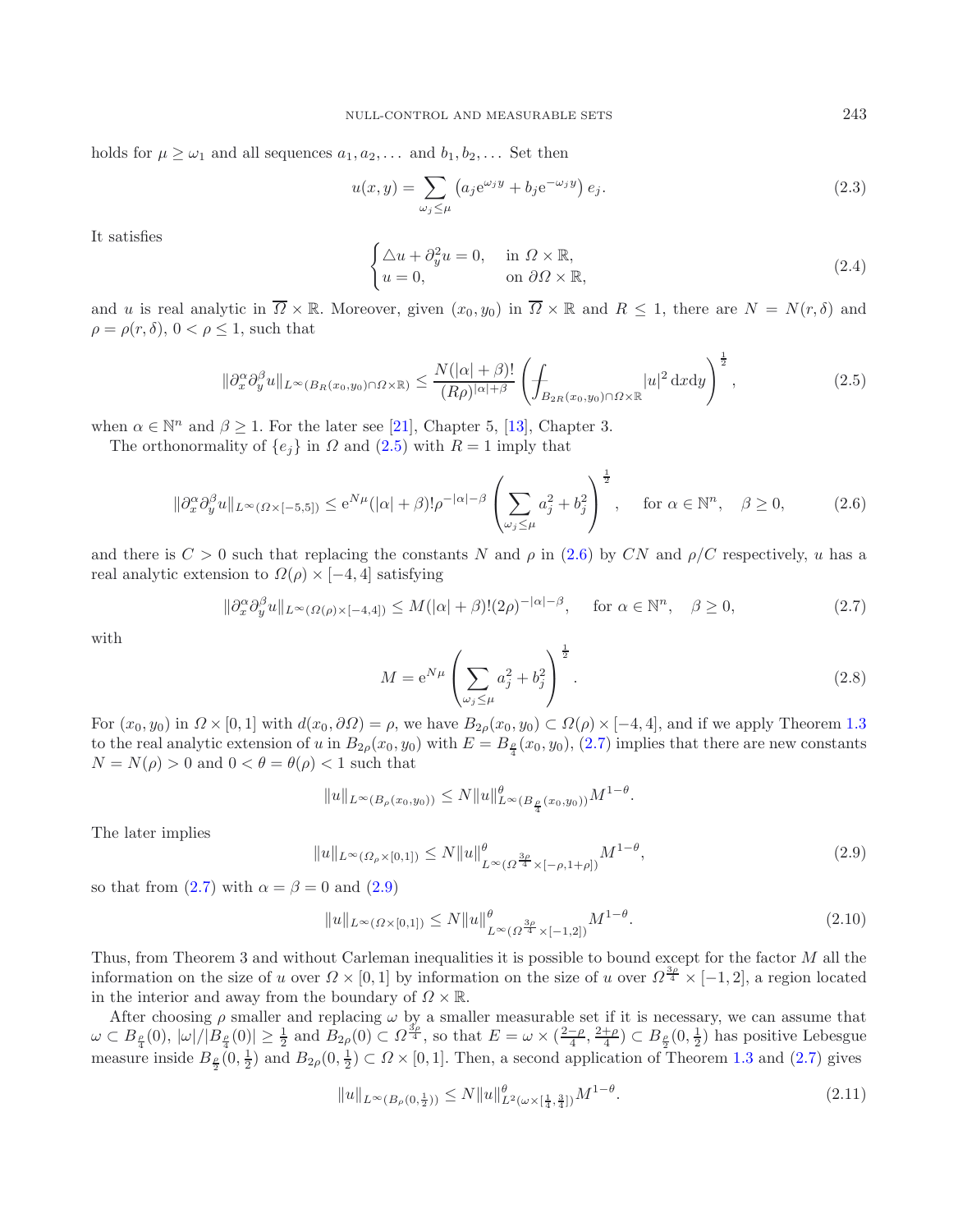holds for $\mu \geq \omega_1$ and all sequences $a_1, a_2, \ldots$ and $b_1, b_2, \ldots$ Set then

$$u(x,y) = \sum_{\omega_j \leq \mu} \left(a_j \mathrm{e}^{\omega_j y} + b_j \mathrm{e}^{-\omega_j y}\right) e_j. \tag{2.3}$$

It satisfies

$$\begin{cases} \triangle u + \partial_y^2 u = 0, & \text{in } \Omega \times \mathbb{R}, \\ u = 0, & \text{on } \partial\Omega \times \mathbb{R}, \end{cases} \tag{2.4}$$

and $u$ is real analytic in $\overline{\Omega} \times \mathbb{R}$. Moreover, given $(x_0, y_0)$ in $\overline{\Omega} \times \mathbb{R}$ and $R \leq 1$, there are $N = N(r, \delta)$ and $\rho = \rho(r, \delta)$, $0 < \rho \leq 1$, such that

$$\|\partial_x^\alpha \partial_y^\beta u\|_{L^\infty(B_R(x_0,y_0)\cap\Omega\times\mathbb{R})} \leq \frac{N(|\alpha| + \beta)!}{(R\rho)^{|\alpha|+\beta}} \left( \fint_{B_{2R}(x_0,y_0)\cap\Omega\times\mathbb{R}} |u|^2 \,\mathrm{d}x\mathrm{d}y \right)^{\frac{1}{2}}, \tag{2.5}$$

when $\alpha \in \mathbb{N}^n$ and $\beta \geq 1$. For the later see [21], Chapter 5, [13], Chapter 3.

The orthonormality of $\{e_j\}$ in $\Omega$ and (2.5) with $R = 1$ imply that

$$\|\partial_x^\alpha \partial_y^\beta u\|_{L^\infty(\Omega\times[-5,5])} \leq \mathrm{e}^{N\mu} (|\alpha| + \beta)! \rho^{-|\alpha|-\beta} \left( \sum_{\omega_j \leq \mu} a_j^2 + b_j^2 \right)^{\frac{1}{2}}, \quad \text{for } \alpha \in \mathbb{N}^n, \quad \beta \geq 0, \tag{2.6}$$

and there is $C > 0$ such that replacing the constants $N$ and $\rho$ in (2.6) by $CN$ and $\rho/C$ respectively, $u$ has a real analytic extension to $\Omega(\rho) \times [-4, 4]$ satisfying

$$\|\partial_x^\alpha \partial_y^\beta u\|_{L^\infty(\Omega(\rho)\times[-4,4])} \leq M(|\alpha| + \beta)!(2\rho)^{-|\alpha|-\beta}, \quad \text{for } \alpha \in \mathbb{N}^n, \quad \beta \geq 0, \tag{2.7}$$

with

$$M = \mathrm{e}^{N\mu} \left( \sum_{\omega_j \leq \mu} a_j^2 + b_j^2 \right)^{\frac{1}{2}}. \tag{2.8}$$

For $(x_0, y_0)$ in $\Omega \times [0, 1]$ with $d(x_0, \partial\Omega) = \rho$, we have $B_{2\rho}(x_0, y_0) \subset \Omega(\rho) \times [-4, 4]$, and if we apply Theorem 1.3 to the real analytic extension of $u$ in $B_{2\rho}(x_0, y_0)$ with $E = B_{\frac{\rho}{4}}(x_0, y_0)$, (2.7) implies that there are new constants $N = N(\rho) > 0$ and $0 < \theta = \theta(\rho) < 1$ such that

$$\|u\|_{L^\infty(B_\rho(x_0,y_0))} \leq N \|u\|^\theta_{L^\infty(B_{\frac{\rho}{4}}(x_0,y_0))} M^{1-\theta}.$$

The later implies

$$\|u\|_{L^\infty(\Omega_\rho\times[0,1])} \leq N \|u\|^\theta_{L^\infty(\Omega^{\frac{3\rho}{4}}\times[-\rho,1+\rho])} M^{1-\theta}, \tag{2.9}$$

so that from (2.7) with $\alpha = \beta = 0$ and (2.9)

$$\|u\|_{L^\infty(\Omega\times[0,1])} \leq N \|u\|^\theta_{L^\infty(\Omega^{\frac{3\rho}{4}}\times[-1,2])} M^{1-\theta}. \tag{2.10}$$

Thus, from Theorem 3 and without Carleman inequalities it is possible to bound except for the factor $M$ all the information on the size of $u$ over $\Omega \times [0, 1]$ by information on the size of $u$ over $\Omega^{\frac{3\rho}{4}} \times [-1, 2]$, a region located in the interior and away from the boundary of $\Omega \times \mathbb{R}$.

After choosing $\rho$ smaller and replacing $\omega$ by a smaller measurable set if it is necessary, we can assume that $\omega \subset B_{\frac{\rho}{4}}(0)$, $|\omega|/|B_{\frac{\rho}{4}}(0)| \geq \frac{1}{2}$ and $B_{2\rho}(0) \subset \Omega^{\frac{3\rho}{4}}$, so that $E = \omega \times (\frac{2-\rho}{4}, \frac{2+\rho}{4}) \subset B_{\frac{\rho}{2}}(0, \frac{1}{2})$ has positive Lebesgue measure inside $B_{\frac{\rho}{2}}(0, \frac{1}{2})$ and $B_{2\rho}(0, \frac{1}{2}) \subset \Omega \times [0, 1]$. Then, a second application of Theorem 1.3 and (2.7) gives

$$\|u\|_{L^\infty(B_\rho(0,\frac{1}{2}))} \leq N \|u\|^\theta_{L^2(\omega\times[\frac{1}{4},\frac{3}{4}])} M^{1-\theta}. \tag{2.11}$$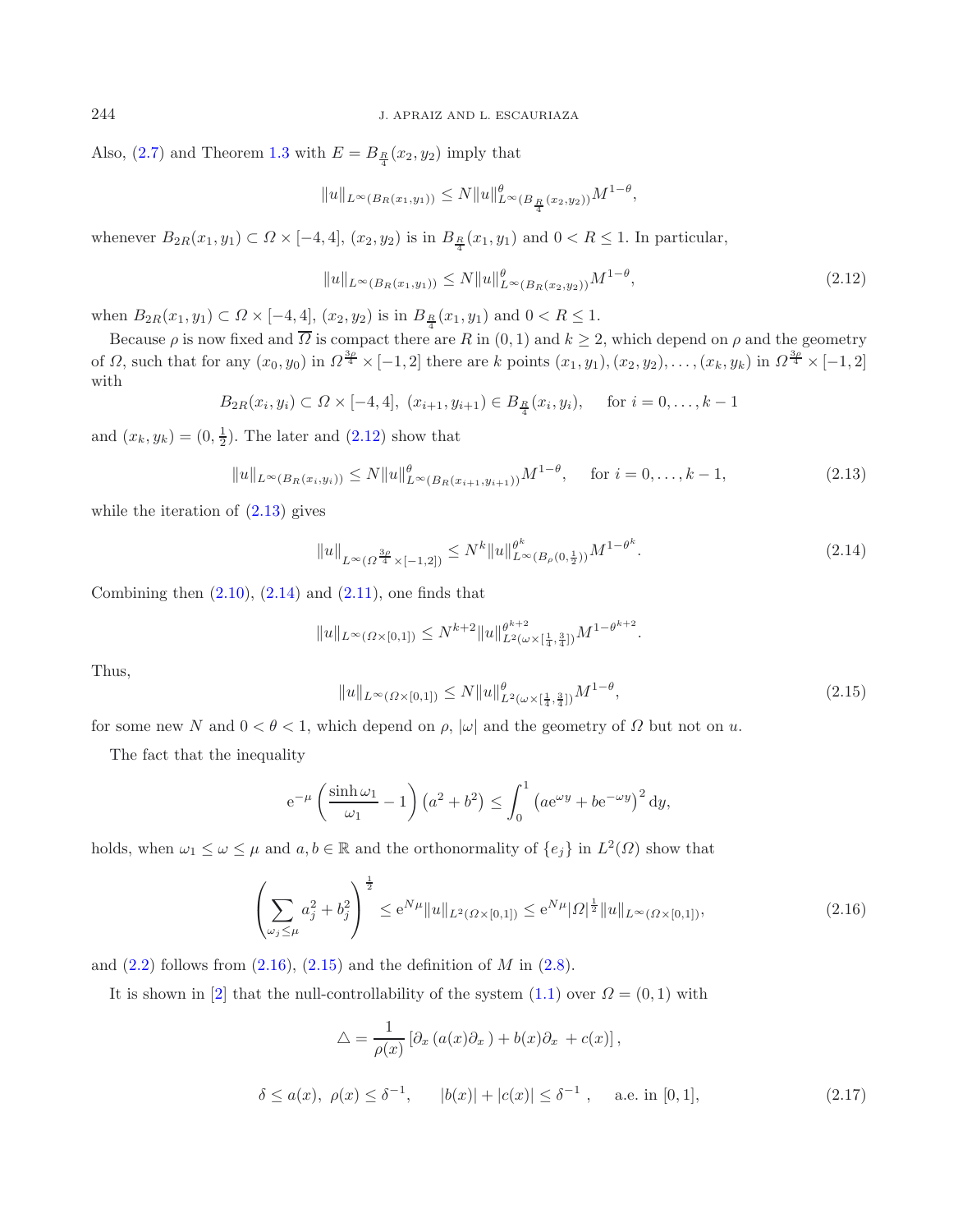Also, (2.7) and Theorem 1.3 with $E = B_{\frac{R}{4}}(x_2, y_2)$ imply that

$$\|u\|_{L^\infty(B_R(x_1,y_1))} \le N \|u\|^{\theta}_{L^\infty(B_{\frac{R}{4}}(x_2,y_2))} M^{1-\theta},$$

whenever $B_{2R}(x_1, y_1) \subset \Omega \times [-4, 4]$, $(x_2, y_2)$ is in $B_{\frac{R}{4}}(x_1, y_1)$ and $0 < R \le 1$. In particular,

$$\|u\|_{L^\infty(B_R(x_1,y_1))} \le N \|u\|^{\theta}_{L^\infty(B_R(x_2,y_2))} M^{1-\theta}, \tag{2.12}$$

when $B_{2R}(x_1, y_1) \subset \Omega \times [-4, 4]$, $(x_2, y_2)$ is in $B_{\frac{R}{4}}(x_1, y_1)$ and $0 < R \le 1$.

Because $\rho$ is now fixed and $\overline{\Omega}$ is compact there are $R$ in $(0, 1)$ and $k \ge 2$, which depend on $\rho$ and the geometry of $\Omega$, such that for any $(x_0, y_0)$ in $\Omega^{\frac{3\rho}{4}} \times [-1, 2]$ there are $k$ points $(x_1, y_1), (x_2, y_2), \dots, (x_k, y_k)$ in $\Omega^{\frac{3\rho}{4}} \times [-1, 2]$ with

$$B_{2R}(x_i, y_i) \subset \Omega \times [-4, 4],\ (x_{i+1}, y_{i+1}) \in B_{\frac{R}{4}}(x_i, y_i), \quad \text{for } i = 0, \dots, k-1$$

and $(x_k, y_k) = (0, \frac{1}{2})$. The later and (2.12) show that

$$\|u\|_{L^\infty(B_R(x_i,y_i))} \le N \|u\|^{\theta}_{L^\infty(B_R(x_{i+1},y_{i+1}))} M^{1-\theta}, \quad \text{for } i = 0, \dots, k-1, \tag{2.13}$$

while the iteration of (2.13) gives

$$\|u\|_{L^\infty(\Omega^{\frac{3\rho}{4}} \times [-1,2])} \le N^k \|u\|^{\theta^k}_{L^\infty(B_\rho(0,\frac{1}{2}))} M^{1-\theta^k}. \tag{2.14}$$

Combining then (2.10), (2.14) and (2.11), one finds that

$$\|u\|_{L^\infty(\Omega\times[0,1])} \le N^{k+2} \|u\|^{\theta^{k+2}}_{L^2(\omega\times[\frac{1}{4},\frac{3}{4}])} M^{1-\theta^{k+2}}.$$

Thus,

$$\|u\|_{L^\infty(\Omega\times[0,1])} \le N \|u\|^{\theta}_{L^2(\omega\times[\frac{1}{4},\frac{3}{4}])} M^{1-\theta}, \tag{2.15}$$

for some new $N$ and $0 < \theta < 1$, which depend on $\rho$, $|\omega|$ and the geometry of $\Omega$ but not on $u$.

The fact that the inequality

$$\mathrm{e}^{-\mu}\left(\frac{\sinh \omega_1}{\omega_1} - 1\right)\left(a^2 + b^2\right) \le \int_0^1 \left(a\mathrm{e}^{\omega y} + b\mathrm{e}^{-\omega y}\right)^2 \mathrm{d}y,$$

holds, when $\omega_1 \le \omega \le \mu$ and $a, b \in \mathbb{R}$ and the orthonormality of $\{e_j\}$ in $L^2(\Omega)$ show that

$$\left(\sum_{\omega_j \le \mu} a_j^2 + b_j^2\right)^{\frac{1}{2}} \le \mathrm{e}^{N\mu} \|u\|_{L^2(\Omega\times[0,1])} \le \mathrm{e}^{N\mu} |\Omega|^{\frac{1}{2}} \|u\|_{L^\infty(\Omega\times[0,1])}, \tag{2.16}$$

and (2.2) follows from (2.16), (2.15) and the definition of $M$ in (2.8).

It is shown in [2] that the null-controllability of the system (1.1) over $\Omega = (0, 1)$ with

$$\triangle = \frac{1}{\rho(x)}\left[\partial_x\left(a(x)\partial_x\right) + b(x)\partial_x + c(x)\right],$$

$$\delta \le a(x),\ \rho(x) \le \delta^{-1}, \qquad |b(x)| + |c(x)| \le \delta^{-1}, \quad \text{a.e. in } [0, 1], \tag{2.17}$$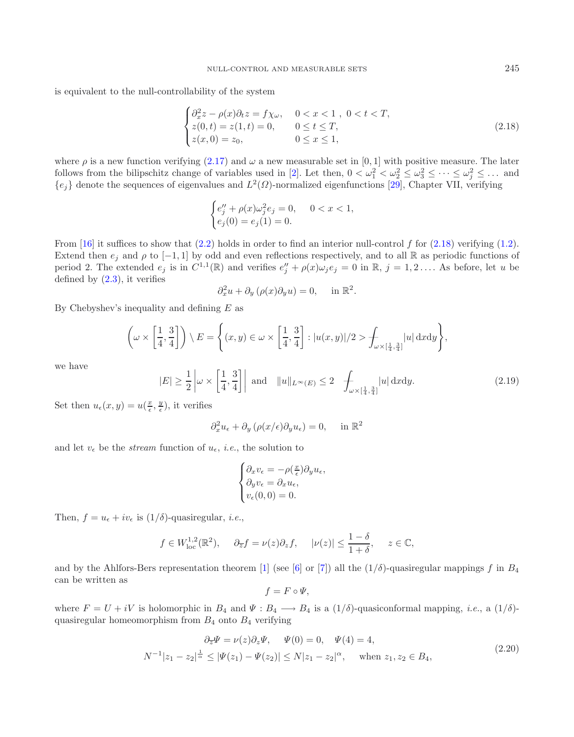is equivalent to the null-controllability of the system

$$\begin{cases} \partial_x^2 z - \rho(x)\partial_t z = f\chi_\omega, & 0 < x < 1\ ,\ 0 < t < T, \\ z(0,t) = z(1,t) = 0, & 0 \le t \le T, \\ z(x,0) = z_0, & 0 \le x \le 1, \end{cases} \tag{2.18}$$

where $\rho$ is a new function verifying (2.17) and $\omega$ a new measurable set in $[0,1]$ with positive measure. The later follows from the bilipschitz change of variables used in [2]. Let then, $0 < \omega_1^2 < \omega_2^2 \le \omega_3^2 \le \dots \le \omega_j^2 \le \dots$ and $\{e_j\}$ denote the sequences of eigenvalues and $L^2(\Omega)$-normalized eigenfunctions [29], Chapter VII, verifying

$$\begin{cases} e_j'' + \rho(x)\omega_j^2 e_j = 0, & 0 < x < 1, \\ e_j(0) = e_j(1) = 0. \end{cases}$$

From [16] it suffices to show that (2.2) holds in order to find an interior null-control $f$ for (2.18) verifying (1.2). Extend then $e_j$ and $\rho$ to $[-1,1]$ by odd and even reflections respectively, and to all $\mathbb{R}$ as periodic functions of period 2. The extended $e_j$ is in $C^{1,1}(\mathbb{R})$ and verifies $e_j'' + \rho(x)\omega_j e_j = 0$ in $\mathbb{R}$, $j = 1, 2 \dots$. As before, let $u$ be defined by (2.3), it verifies

$$\partial_x^2 u + \partial_y\left(\rho(x)\partial_y u\right) = 0, \quad \text{in } \mathbb{R}^2.$$

By Chebyshev's inequality and defining $E$ as

$$\left(\omega \times \left[\frac{1}{4}, \frac{3}{4}\right]\right) \setminus E = \left\{(x,y) \in \omega \times \left[\frac{1}{4}, \frac{3}{4}\right] : |u(x,y)|/2 > \fint_{\omega\times[\frac{1}{4},\frac{3}{4}]} |u| \,\mathrm{d}x\mathrm{d}y\right\},$$

we have

$$|E| \ge \frac{1}{2}\left|\omega \times \left[\frac{1}{4}, \frac{3}{4}\right]\right| \text{ and } \|u\|_{L^\infty(E)} \le 2 \fint_{\omega\times[\frac{1}{4},\frac{3}{4}]} |u| \,\mathrm{d}x\mathrm{d}y. \tag{2.19}$$

Set then $u_\epsilon(x,y) = u(\frac{x}{\epsilon}, \frac{y}{\epsilon})$, it verifies

$$\partial_x^2 u_\epsilon + \partial_y\left(\rho(x/\epsilon)\partial_y u_\epsilon\right) = 0, \quad \text{in } \mathbb{R}^2$$

and let $v_\epsilon$ be the *stream* function of $u_\epsilon$, *i.e.*, the solution to

$$\begin{cases} \partial_x v_\epsilon = -\rho(\frac{x}{\epsilon})\partial_y u_\epsilon, \\ \partial_y v_\epsilon = \partial_x u_\epsilon, \\ v_\epsilon(0,0) = 0. \end{cases}$$

Then, $f = u_\epsilon + iv_\epsilon$ is $(1/\delta)$-quasiregular, *i.e.*,

$$f \in W^{1,2}_{\mathrm{loc}}(\mathbb{R}^2), \quad \partial_{\overline{z}} f = \nu(z)\partial_z f, \quad |\nu(z)| \le \frac{1-\delta}{1+\delta}, \quad z \in \mathbb{C},$$

and by the Ahlfors-Bers representation theorem [1] (see [6] or [7]) all the $(1/\delta)$-quasiregular mappings $f$ in $B_4$ can be written as

$$f = F \circ \Psi,$$

where $F = U + iV$ is holomorphic in $B_4$ and $\Psi : B_4 \longrightarrow B_4$ is a $(1/\delta)$-quasiconformal mapping, *i.e.*, a $(1/\delta)$-quasiregular homeomorphism from $B_4$ onto $B_4$ verifying

$$\begin{gathered} \partial_{\overline{z}}\Psi = \nu(z)\partial_z\Psi, \quad \Psi(0) = 0, \quad \Psi(4) = 4, \\ N^{-1}|z_1 - z_2|^{\frac{1}{\alpha}} \le |\Psi(z_1) - \Psi(z_2)| \le N|z_1 - z_2|^\alpha, \quad \text{when } z_1, z_2 \in B_4, \end{gathered} \tag{2.20}$$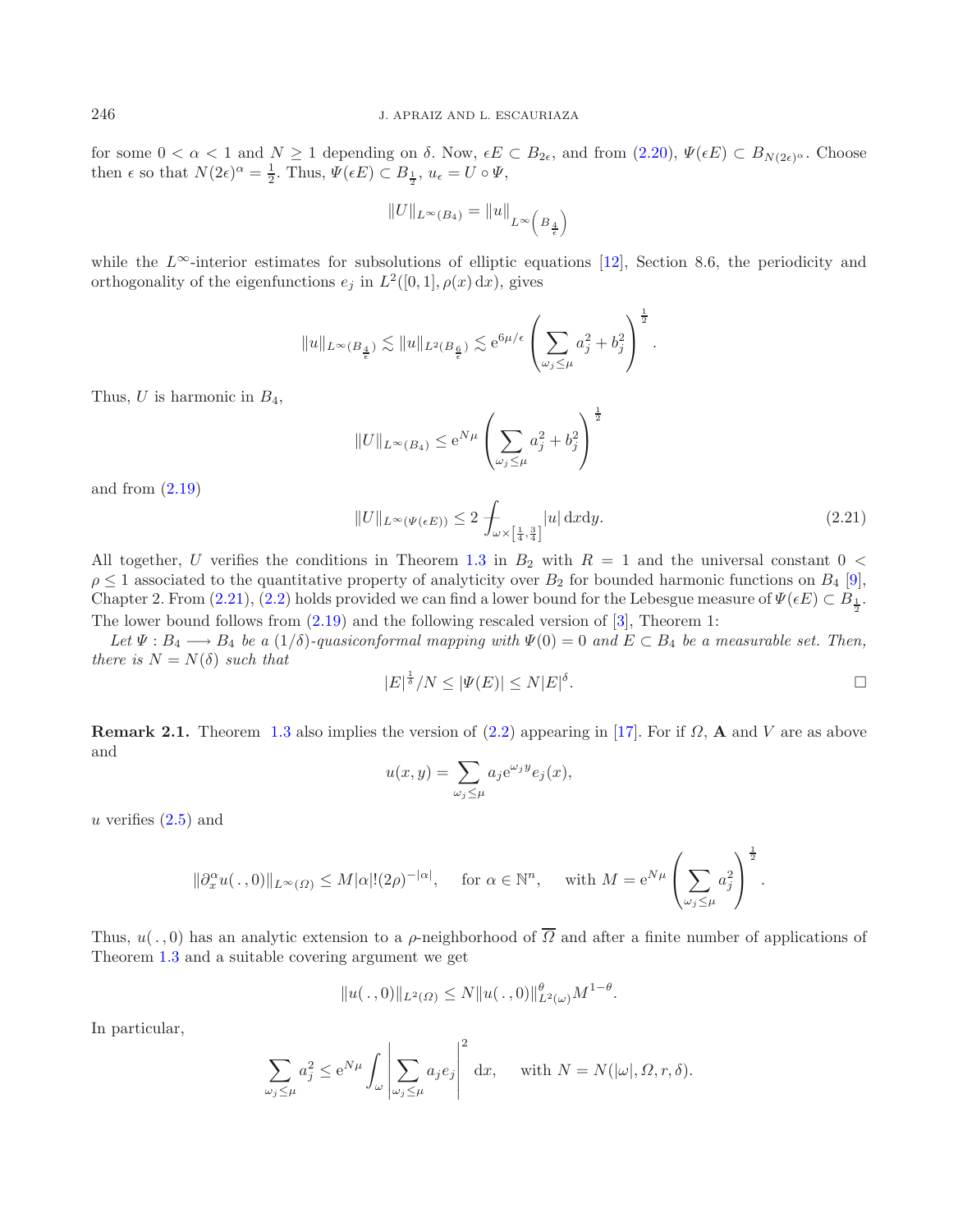for some $0 < \alpha < 1$ and $N \geq 1$ depending on $\delta$. Now, $\epsilon E \subset B_{2\epsilon}$, and from (2.20), $\Psi(\epsilon E) \subset B_{N(2\epsilon)^\alpha}$. Choose then $\epsilon$ so that $N(2\epsilon)^\alpha = \frac{1}{2}$. Thus, $\Psi(\epsilon E) \subset B_{\frac{1}{2}}$, $u_\epsilon = U \circ \Psi$,

$$\|U\|_{L^\infty(B_4)} = \|u\|_{L^\infty\left(B_{\frac{4}{\epsilon}}\right)}$$

while the $L^\infty$-interior estimates for subsolutions of elliptic equations [12], Section 8.6, the periodicity and orthogonality of the eigenfunctions $e_j$ in $L^2([0,1], \rho(x)\,\mathrm{d}x)$, gives

$$\|u\|_{L^\infty(B_{\frac{4}{\epsilon}})} \lesssim \|u\|_{L^2(B_{\frac{6}{\epsilon}})} \lesssim \mathrm{e}^{6\mu/\epsilon} \left( \sum_{\omega_j \leq \mu} a_j^2 + b_j^2 \right)^{\frac{1}{2}}.$$

Thus, $U$ is harmonic in $B_4$,

$$\|U\|_{L^\infty(B_4)} \leq \mathrm{e}^{N\mu} \left( \sum_{\omega_j \leq \mu} a_j^2 + b_j^2 \right)^{\frac{1}{2}}$$

and from (2.19)

$$\|U\|_{L^\infty(\Psi(\epsilon E))} \leq 2 \fint_{\omega \times \left[\frac{1}{4}, \frac{3}{4}\right]} |u| \,\mathrm{d}x\mathrm{d}y. \tag{2.21}$$

All together, $U$ verifies the conditions in Theorem 1.3 in $B_2$ with $R = 1$ and the universal constant $0 < \rho \leq 1$ associated to the quantitative property of analyticity over $B_2$ for bounded harmonic functions on $B_4$ [9], Chapter 2. From (2.21), (2.2) holds provided we can find a lower bound for the Lebesgue measure of $\Psi(\epsilon E) \subset B_{\frac{1}{2}}$. The lower bound follows from (2.19) and the following rescaled version of [3], Theorem 1:

*Let $\Psi : B_4 \longrightarrow B_4$ be a $(1/\delta)$-quasiconformal mapping with $\Psi(0) = 0$ and $E \subset B_4$ be a measurable set. Then, there is $N = N(\delta)$ such that*

$$|E|^{\frac{1}{\delta}}/N \leq |\Psi(E)| \leq N|E|^\delta.$$

□

**Remark 2.1.** Theorem 1.3 also implies the version of (2.2) appearing in [17]. For if $\Omega$, $\mathbf{A}$ and $V$ are as above and

$$u(x,y) = \sum_{\omega_j \leq \mu} a_j \mathrm{e}^{\omega_j y} e_j(x),$$

$u$ verifies (2.5) and

$$\|\partial_x^\alpha u(\,.\,,0)\|_{L^\infty(\Omega)} \leq M|\alpha|!(2\rho)^{-|\alpha|}, \quad \text{for } \alpha \in \mathbb{N}^n, \quad \text{with } M = \mathrm{e}^{N\mu} \left( \sum_{\omega_j \leq \mu} a_j^2 \right)^{\frac{1}{2}}.$$

Thus, $u(\,.\,,0)$ has an analytic extension to a $\rho$-neighborhood of $\overline{\Omega}$ and after a finite number of applications of Theorem 1.3 and a suitable covering argument we get

$$\|u(\,.\,,0)\|_{L^2(\Omega)} \leq N \|u(\,.\,,0)\|_{L^2(\omega)}^\theta M^{1-\theta}.$$

In particular,

$$\sum_{\omega_j \leq \mu} a_j^2 \leq \mathrm{e}^{N\mu} \int_\omega \left| \sum_{\omega_j \leq \mu} a_j e_j \right|^2 \mathrm{d}x, \quad \text{with } N = N(|\omega|, \Omega, r, \delta).$$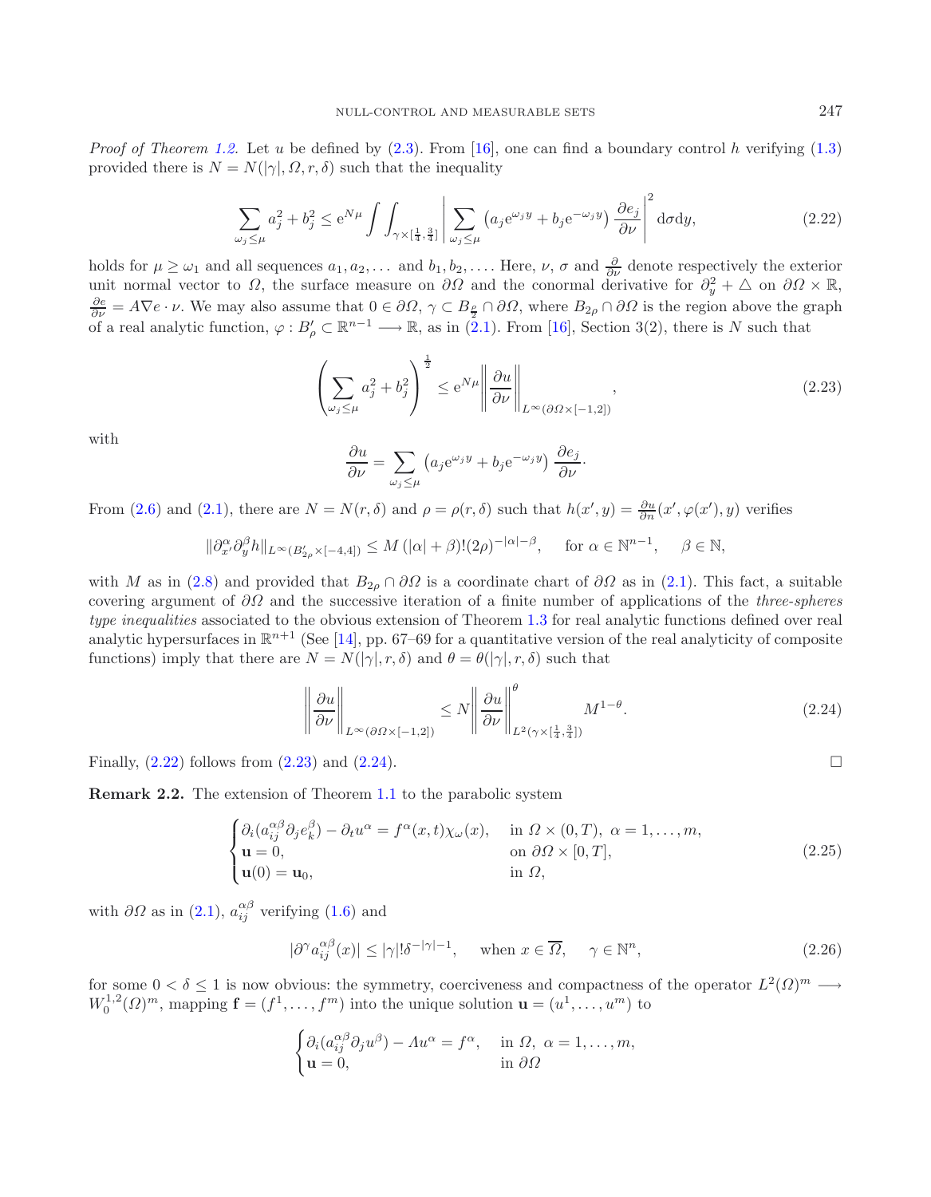*Proof of Theorem 1.2.* Let $u$ be defined by (2.3). From [16], one can find a boundary control $h$ verifying (1.3) provided there is $N = N(|\gamma|, \Omega, r, \delta)$ such that the inequality

$$\sum_{\omega_j \leq \mu} a_j^2 + b_j^2 \leq e^{N\mu} \int\int_{\gamma \times [\frac{1}{4}, \frac{3}{4}]} \left| \sum_{\omega_j \leq \mu} \left( a_j e^{\omega_j y} + b_j e^{-\omega_j y} \right) \frac{\partial e_j}{\partial \nu} \right|^2 d\sigma dy, \tag{2.22}$$

holds for $\mu \geq \omega_1$ and all sequences $a_1, a_2, \dots$ and $b_1, b_2, \dots$. Here, $\nu$, $\sigma$ and $\frac{\partial}{\partial \nu}$ denote respectively the exterior unit normal vector to $\Omega$, the surface measure on $\partial\Omega$ and the conormal derivative for $\partial_y^2 + \triangle$ on $\partial\Omega \times \mathbb{R}$, $\frac{\partial e}{\partial \nu} = A\nabla e \cdot \nu$. We may also assume that $0 \in \partial\Omega$, $\gamma \subset B_{\frac{\rho}{2}} \cap \partial\Omega$, where $B_{2\rho} \cap \partial\Omega$ is the region above the graph of a real analytic function, $\varphi : B'_\rho \subset \mathbb{R}^{n-1} \longrightarrow \mathbb{R}$, as in (2.1). From [16], Section 3(2), there is $N$ such that

$$\left( \sum_{\omega_j \leq \mu} a_j^2 + b_j^2 \right)^{\frac{1}{2}} \leq e^{N\mu} \left\| \frac{\partial u}{\partial \nu} \right\|_{L^\infty(\partial\Omega \times [-1,2])}, \tag{2.23}$$

with

$$\frac{\partial u}{\partial \nu} = \sum_{\omega_j \leq \mu} \left( a_j e^{\omega_j y} + b_j e^{-\omega_j y} \right) \frac{\partial e_j}{\partial \nu} \cdot$$

From (2.6) and (2.1), there are $N = N(r, \delta)$ and $\rho = \rho(r, \delta)$ such that $h(x', y) = \frac{\partial u}{\partial n}(x', \varphi(x'), y)$ verifies

$$\|\partial_{x'}^\alpha \partial_y^\beta h\|_{L^\infty(B'_{2\rho} \times [-4,4])} \leq M\,(|\alpha| + \beta)!(2\rho)^{-|\alpha| - \beta}, \quad \text{for } \alpha \in \mathbb{N}^{n-1}, \quad \beta \in \mathbb{N},$$

with $M$ as in (2.8) and provided that $B_{2\rho} \cap \partial\Omega$ is a coordinate chart of $\partial\Omega$ as in (2.1). This fact, a suitable covering argument of $\partial\Omega$ and the successive iteration of a finite number of applications of the *three-spheres type inequalities* associated to the obvious extension of Theorem 1.3 for real analytic functions defined over real analytic hypersurfaces in $\mathbb{R}^{n+1}$ (See [14], pp. 67–69 for a quantitative version of the real analyticity of composite functions) imply that there are $N = N(|\gamma|, r, \delta)$ and $\theta = \theta(|\gamma|, r, \delta)$ such that

$$\left\| \frac{\partial u}{\partial \nu} \right\|_{L^\infty(\partial\Omega \times [-1,2])} \leq N \left\| \frac{\partial u}{\partial \nu} \right\|^\theta_{L^2(\gamma \times [\frac{1}{4}, \frac{3}{4}])} M^{1-\theta}. \tag{2.24}$$

Finally, (2.22) follows from (2.23) and (2.24). $\square$

**Remark 2.2.** The extension of Theorem 1.1 to the parabolic system

$$\begin{cases} \partial_i(a_{ij}^{\alpha\beta} \partial_j e_k^\beta) - \partial_t u^\alpha = f^\alpha(x,t)\chi_\omega(x), & \text{in } \Omega \times (0,T),\ \alpha = 1, \dots, m, \\ \mathbf{u} = 0, & \text{on } \partial\Omega \times [0,T], \\ \mathbf{u}(0) = \mathbf{u}_0, & \text{in } \Omega, \end{cases} \tag{2.25}$$

with $\partial\Omega$ as in (2.1), $a_{ij}^{\alpha\beta}$ verifying (1.6) and

$$|\partial^\gamma a_{ij}^{\alpha\beta}(x)| \leq |\gamma|!\delta^{-|\gamma|-1}, \quad \text{when } x \in \overline{\Omega}, \quad \gamma \in \mathbb{N}^n, \tag{2.26}$$

for some $0 < \delta \leq 1$ is now obvious: the symmetry, coerciveness and compactness of the operator $L^2(\Omega)^m \longrightarrow W_0^{1,2}(\Omega)^m$, mapping $\mathbf{f} = (f^1, \dots, f^m)$ into the unique solution $\mathbf{u} = (u^1, \dots, u^m)$ to

$$\begin{cases} \partial_i(a_{ij}^{\alpha\beta} \partial_j u^\beta) - \Lambda u^\alpha = f^\alpha, & \text{in } \Omega,\ \alpha = 1, \dots, m, \\ \mathbf{u} = 0, & \text{in } \partial\Omega \end{cases}$$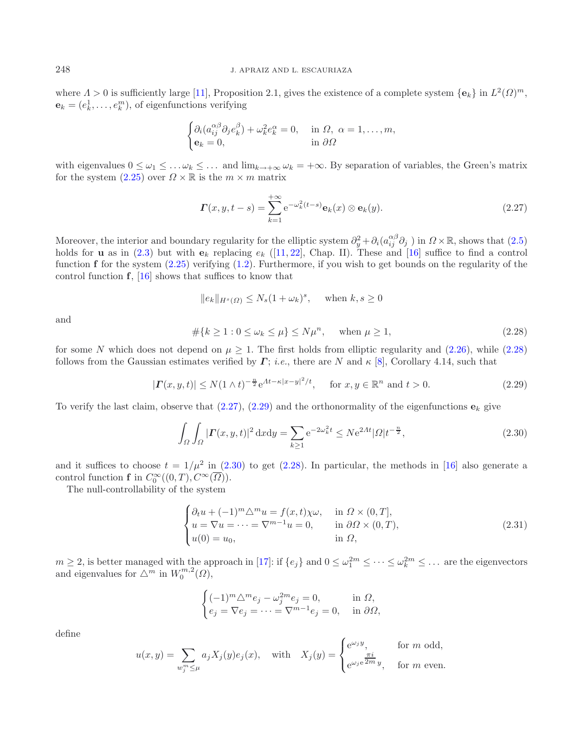where $\Lambda > 0$ is sufficiently large [11], Proposition 2.1, gives the existence of a complete system $\{\mathbf{e}_k\}$ in $L^2(\Omega)^m$, $\mathbf{e}_k = (e_k^1, \dots, e_k^m)$, of eigenfunctions verifying

$$\begin{cases} \partial_i(a_{ij}^{\alpha\beta}\partial_j e_k^\beta) + \omega_k^2 e_k^\alpha = 0, & \text{in } \Omega,\ \alpha = 1, \dots, m, \\ \mathbf{e}_k = 0, & \text{in } \partial\Omega \end{cases}$$

with eigenvalues $0 \le \omega_1 \le \dots \omega_k \le \dots$ and $\lim_{k\to+\infty} \omega_k = +\infty$. By separation of variables, the Green's matrix for the system (2.25) over $\Omega \times \mathbb{R}$ is the $m \times m$ matrix

$$\boldsymbol{\Gamma}(x, y, t-s) = \sum_{k=1}^{+\infty} \mathrm{e}^{-\omega_k^2(t-s)} \mathbf{e}_k(x) \otimes \mathbf{e}_k(y). \tag{2.27}$$

Moreover, the interior and boundary regularity for the elliptic system $\partial_y^2 + \partial_i(a_{ij}^{\alpha\beta}\partial_j\ )$ in $\Omega \times \mathbb{R}$, shows that (2.5) holds for $\mathbf{u}$ as in (2.3) but with $\mathbf{e}_k$ replacing $e_k$ ([11, 22], Chap. II). These and [16] suffice to find a control function $\mathbf{f}$ for the system (2.25) verifying (1.2). Furthermore, if you wish to get bounds on the regularity of the control function $\mathbf{f}$, [16] shows that suffices to know that

$$\|e_k\|_{H^s(\Omega)} \le N_s(1 + \omega_k)^s, \quad \text{when } k, s \ge 0$$

and

$$\#\{k \ge 1 : 0 \le \omega_k \le \mu\} \le N\mu^n, \quad \text{when } \mu \ge 1, \tag{2.28}$$

for some $N$ which does not depend on $\mu \ge 1$. The first holds from elliptic regularity and (2.26), while (2.28) follows from the Gaussian estimates verified by $\boldsymbol{\Gamma}$; *i.e.*, there are $N$ and $\kappa$ [8], Corollary 4.14, such that

$$|\boldsymbol{\Gamma}(x, y, t)| \le N(1 \wedge t)^{-\frac{n}{2}} \mathrm{e}^{\Lambda t - \kappa|x-y|^2/t}, \quad \text{for } x, y \in \mathbb{R}^n \text{ and } t > 0. \tag{2.29}$$

To verify the last claim, observe that (2.27), (2.29) and the orthonormality of the eigenfunctions $\mathbf{e}_k$ give

$$\int_\Omega \int_\Omega |\boldsymbol{\Gamma}(x, y, t)|^2 \,\mathrm{d}x\mathrm{d}y = \sum_{k\ge1} \mathrm{e}^{-2\omega_k^2 t} \le N\mathrm{e}^{2\Lambda t}|\Omega| t^{-\frac{n}{2}}, \tag{2.30}$$

and it suffices to choose $t = 1/\mu^2$ in (2.30) to get (2.28). In particular, the methods in [16] also generate a control function $\mathbf{f}$ in $C_0^\infty((0,T), C^\infty(\overline{\Omega}))$.

The null-controllability of the system

$$\begin{cases} \partial_t u + (-1)^m \triangle^m u = f(x,t)\chi\omega, & \text{in } \Omega \times (0, T], \\ u = \nabla u = \dots = \nabla^{m-1} u = 0, & \text{in } \partial\Omega \times (0, T), \\ u(0) = u_0, & \text{in } \Omega, \end{cases} \tag{2.31}$$

$m \ge 2$, is better managed with the approach in [17]: if $\{e_j\}$ and $0 \le \omega_1^{2m} \le \dots \le \omega_k^{2m} \le \dots$ are the eigenvectors and eigenvalues for $\triangle^m$ in $W_0^{m,2}(\Omega)$,

$$\begin{cases} (-1)^m \triangle^m e_j - \omega_j^{2m} e_j = 0, & \text{in } \Omega, \\ e_j = \nabla e_j = \dots = \nabla^{m-1} e_j = 0, & \text{in } \partial\Omega, \end{cases}$$

define

$$u(x, y) = \sum_{w_j^m \le \mu} a_j X_j(y) e_j(x), \quad \text{with} \quad X_j(y) = \begin{cases} \mathrm{e}^{\omega_j y}, & \text{for } m \text{ odd}, \\ \mathrm{e}^{\omega_j \mathrm{e}^{\frac{\pi i}{2m}} y}, & \text{for } m \text{ even}. \end{cases}$$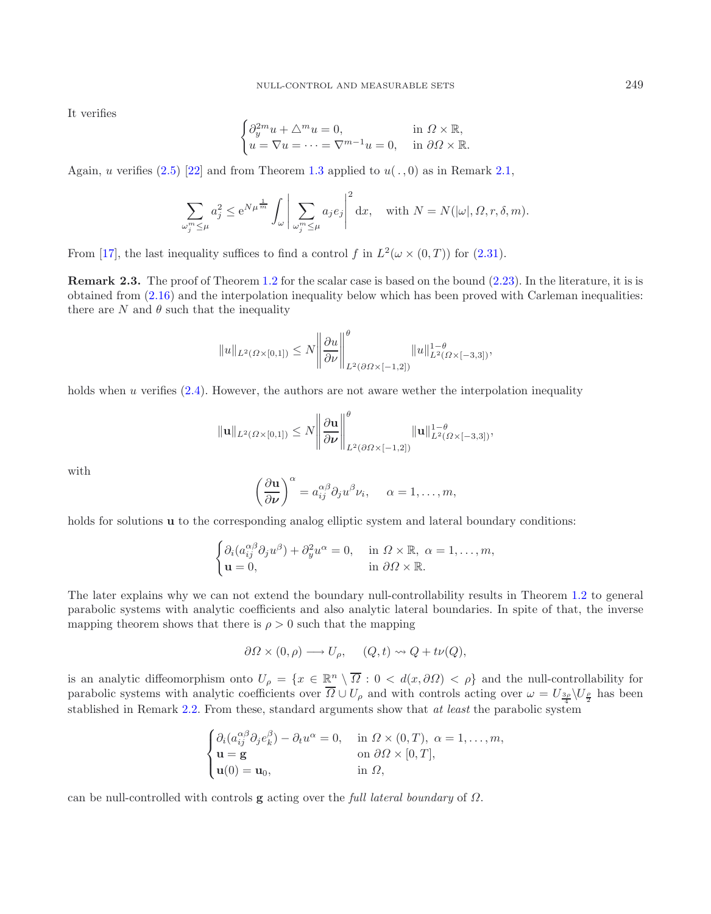It verifies

$$
\begin{cases}
\partial_y^{2m} u + \triangle^m u = 0, & \text{in } \Omega \times \mathbb{R}, \\
u = \nabla u = \cdots = \nabla^{m-1} u = 0, & \text{in } \partial\Omega \times \mathbb{R}.
\end{cases}
$$

Again, $u$ verifies (2.5) [22] and from Theorem 1.3 applied to $u(\,.\,,0)$ as in Remark 2.1,

$$
\sum_{\omega_j^m \le \mu} a_j^2 \le \mathrm{e}^{N\mu^{\frac{1}{m}}} \int_\omega \left| \sum_{\omega_j^m \le \mu} a_j e_j \right|^2 \mathrm{d}x, \quad \text{with } N = N(|\omega|, \Omega, r, \delta, m).
$$

From [17], the last inequality suffices to find a control $f$ in $L^2(\omega \times (0,T))$ for (2.31).

**Remark 2.3.** The proof of Theorem 1.2 for the scalar case is based on the bound (2.23). In the literature, it is is obtained from (2.16) and the interpolation inequality below which has been proved with Carleman inequalities: there are $N$ and $\theta$ such that the inequality

$$
\|u\|_{L^2(\Omega\times[0,1])} \le N \left\| \frac{\partial u}{\partial \nu} \right\|_{L^2(\partial\Omega\times[-1,2])}^{\theta} \|u\|_{L^2(\Omega\times[-3,3])}^{1-\theta},
$$

holds when $u$ verifies (2.4). However, the authors are not aware wether the interpolation inequality

$$
\|\mathbf{u}\|_{L^2(\Omega\times[0,1])} \le N \left\| \frac{\partial \mathbf{u}}{\partial \boldsymbol{\nu}} \right\|_{L^2(\partial\Omega\times[-1,2])}^{\theta} \|\mathbf{u}\|_{L^2(\Omega\times[-3,3])}^{1-\theta},
$$

with

$$
\left( \frac{\partial \mathbf{u}}{\partial \boldsymbol{\nu}} \right)^\alpha = a_{ij}^{\alpha\beta} \partial_j u^\beta \nu_i, \quad \alpha = 1, \ldots, m,
$$

holds for solutions $\mathbf{u}$ to the corresponding analog elliptic system and lateral boundary conditions:

$$
\begin{cases}
\partial_i (a_{ij}^{\alpha\beta} \partial_j u^\beta) + \partial_y^2 u^\alpha = 0, & \text{in } \Omega \times \mathbb{R},\ \alpha = 1, \ldots, m, \\
\mathbf{u} = 0, & \text{in } \partial\Omega \times \mathbb{R}.
\end{cases}
$$

The later explains why we can not extend the boundary null-controllability results in Theorem 1.2 to general parabolic systems with analytic coefficients and also analytic lateral boundaries. In spite of that, the inverse mapping theorem shows that there is $\rho > 0$ such that the mapping

$$
\partial\Omega \times (0, \rho) \longrightarrow U_\rho, \quad (Q, t) \rightsquigarrow Q + t\nu(Q),
$$

is an analytic diffeomorphism onto $U_\rho = \{x \in \mathbb{R}^n \setminus \overline{\Omega} : 0 < d(x, \partial\Omega) < \rho\}$ and the null-controllability for parabolic systems with analytic coefficients over $\overline{\Omega} \cup U_\rho$ and with controls acting over $\omega = U_{\frac{3\rho}{4}} \backslash U_{\frac{\rho}{2}}$ has been stablished in Remark 2.2. From these, standard arguments show that *at least* the parabolic system

$$
\begin{cases}
\partial_i (a_{ij}^{\alpha\beta} \partial_j e_k^\beta) - \partial_t u^\alpha = 0, & \text{in } \Omega \times (0,T),\ \alpha = 1, \ldots, m, \\
\mathbf{u} = \mathbf{g} & \text{on } \partial\Omega \times [0,T], \\
\mathbf{u}(0) = \mathbf{u}_0, & \text{in } \Omega,
\end{cases}
$$

can be null-controlled with controls $\mathbf{g}$ acting over the *full lateral boundary* of $\Omega$.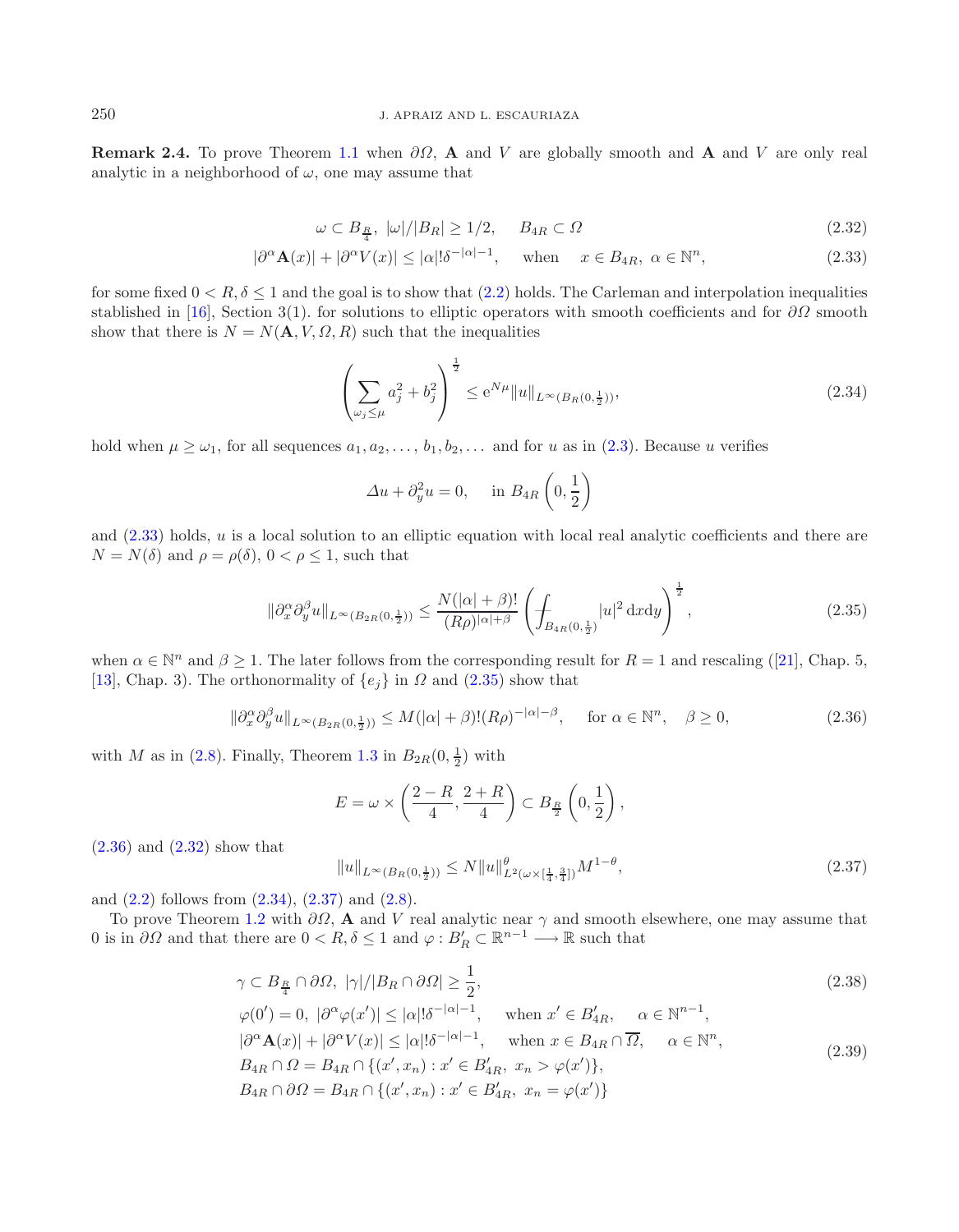**Remark 2.4.** To prove Theorem 1.1 when $\partial\Omega$, $\mathbf{A}$ and $V$ are globally smooth and $\mathbf{A}$ and $V$ are only real analytic in a neighborhood of $\omega$, one may assume that

$$\omega \subset B_{\frac{R}{4}},\ |\omega|/|B_R| \geq 1/2, \quad B_{4R} \subset \Omega \tag{2.32}$$

$$|\partial^\alpha \mathbf{A}(x)| + |\partial^\alpha V(x)| \leq |\alpha|!\delta^{-|\alpha|-1}, \quad \text{when} \quad x \in B_{4R},\ \alpha \in \mathbb{N}^n, \tag{2.33}$$

for some fixed $0 < R, \delta \leq 1$ and the goal is to show that (2.2) holds. The Carleman and interpolation inequalities stablished in [16], Section 3(1). for solutions to elliptic operators with smooth coefficients and for $\partial\Omega$ smooth show that there is $N = N(\mathbf{A}, V, \Omega, R)$ such that the inequalities

$$\left( \sum_{\omega_j \leq \mu} a_j^2 + b_j^2 \right)^{\frac{1}{2}} \leq \mathrm{e}^{N\mu} \|u\|_{L^\infty(B_R(0,\frac{1}{2}))}, \tag{2.34}$$

hold when $\mu \geq \omega_1$, for all sequences $a_1, a_2, \dots, b_1, b_2, \dots$ and for $u$ as in (2.3). Because $u$ verifies

$$\Delta u + \partial_y^2 u = 0, \quad \text{in } B_{4R}\left(0, \frac{1}{2}\right)$$

and (2.33) holds, $u$ is a local solution to an elliptic equation with local real analytic coefficients and there are $N = N(\delta)$ and $\rho = \rho(\delta)$, $0 < \rho \leq 1$, such that

$$\|\partial_x^\alpha \partial_y^\beta u\|_{L^\infty(B_{2R}(0,\frac{1}{2}))} \leq \frac{N(|\alpha| + \beta)!}{(R\rho)^{|\alpha|+\beta}} \left( ⨍_{B_{4R}(0,\frac{1}{2})} |u|^2 \,\mathrm{d}x\mathrm{d}y \right)^{\frac{1}{2}}, \tag{2.35}$$

when $\alpha \in \mathbb{N}^n$ and $\beta \geq 1$. The later follows from the corresponding result for $R = 1$ and rescaling ([21], Chap. 5, [13], Chap. 3). The orthonormality of $\{e_j\}$ in $\Omega$ and (2.35) show that

$$\|\partial_x^\alpha \partial_y^\beta u\|_{L^\infty(B_{2R}(0,\frac{1}{2}))} \leq M(|\alpha| + \beta)!(R\rho)^{-|\alpha|-\beta}, \quad \text{for } \alpha \in \mathbb{N}^n, \quad \beta \geq 0, \tag{2.36}$$

with $M$ as in (2.8). Finally, Theorem 1.3 in $B_{2R}(0, \frac{1}{2})$ with

$$E = \omega \times \left( \frac{2-R}{4}, \frac{2+R}{4} \right) \subset B_{\frac{R}{2}}\left(0, \frac{1}{2}\right),$$

(2.36) and (2.32) show that

$$\|u\|_{L^\infty(B_R(0,\frac{1}{2}))} \leq N \|u\|^\theta_{L^2(\omega \times [\frac{1}{4}, \frac{3}{4}])} M^{1-\theta}, \tag{2.37}$$

and (2.2) follows from (2.34), (2.37) and (2.8).

To prove Theorem 1.2 with $\partial\Omega$, $\mathbf{A}$ and $V$ real analytic near $\gamma$ and smooth elsewhere, one may assume that $0$ is in $\partial\Omega$ and that there are $0 < R, \delta \leq 1$ and $\varphi : B'_R \subset \mathbb{R}^{n-1} \longrightarrow \mathbb{R}$ such that

$$\gamma \subset B_{\frac{R}{4}} \cap \partial\Omega,\ |\gamma|/|B_R \cap \partial\Omega| \geq \frac{1}{2}, \tag{2.38}$$

$$\begin{aligned}
&\varphi(0') = 0,\ |\partial^\alpha \varphi(x')| \leq |\alpha|!\delta^{-|\alpha|-1}, \quad \text{when } x' \in B'_{4R}, \quad \alpha \in \mathbb{N}^{n-1}, \\
&|\partial^\alpha \mathbf{A}(x)| + |\partial^\alpha V(x)| \leq |\alpha|!\delta^{-|\alpha|-1}, \quad \text{when } x \in B_{4R} \cap \overline{\Omega}, \quad \alpha \in \mathbb{N}^n, \\
&B_{4R} \cap \Omega = B_{4R} \cap \{(x', x_n) : x' \in B'_{4R},\ x_n > \varphi(x')\}, \\
&B_{4R} \cap \partial\Omega = B_{4R} \cap \{(x', x_n) : x' \in B'_{4R},\ x_n = \varphi(x')\}
\end{aligned} \tag{2.39}$$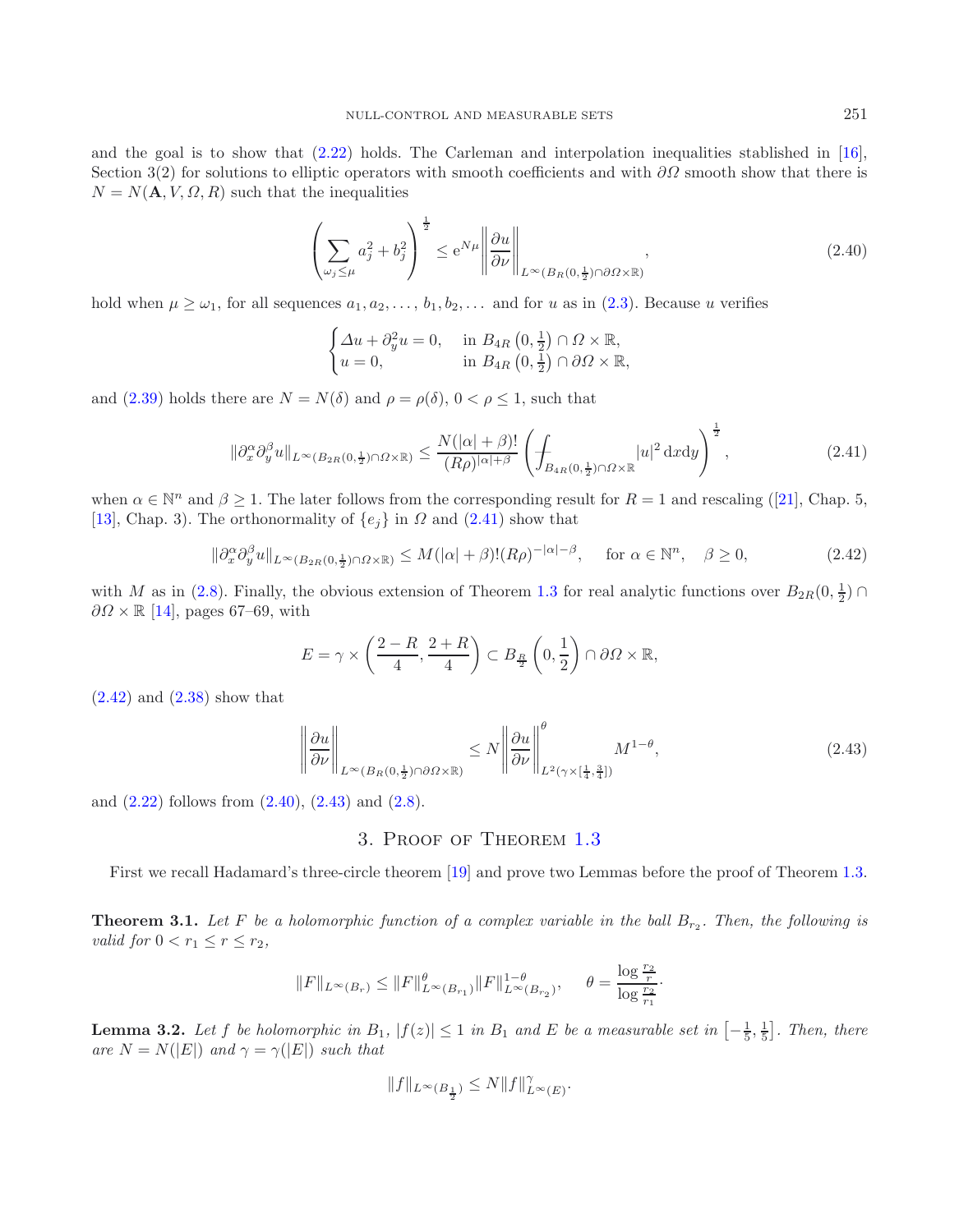and the goal is to show that (2.22) holds. The Carleman and interpolation inequalities stablished in [16], Section 3(2) for solutions to elliptic operators with smooth coefficients and with $\partial\Omega$ smooth show that there is $N = N(\mathbf{A}, V, \Omega, R)$ such that the inequalities

$$\left(\sum_{\omega_j \le \mu} a_j^2 + b_j^2\right)^{\frac{1}{2}} \le \mathrm{e}^{N\mu} \left\| \frac{\partial u}{\partial \nu} \right\|_{L^\infty(B_R(0,\frac{1}{2})\cap\partial\Omega\times\mathbb{R})}, \tag{2.40}$$

hold when $\mu \ge \omega_1$, for all sequences $a_1, a_2, \dots, b_1, b_2, \dots$ and for $u$ as in (2.3). Because $u$ verifies

$$\begin{cases} \Delta u + \partial_y^2 u = 0, & \text{in } B_{4R}\left(0, \frac{1}{2}\right) \cap \Omega \times \mathbb{R}, \\ u = 0, & \text{in } B_{4R}\left(0, \frac{1}{2}\right) \cap \partial\Omega \times \mathbb{R}, \end{cases}$$

and (2.39) holds there are $N = N(\delta)$ and $\rho = \rho(\delta)$, $0 < \rho \le 1$, such that

$$\|\partial_x^\alpha \partial_y^\beta u\|_{L^\infty(B_{2R}(0,\frac{1}{2})\cap\Omega\times\mathbb{R})} \le \frac{N(|\alpha| + \beta)!}{(R\rho)^{|\alpha|+\beta}} \left( \fint_{B_{4R}(0,\frac{1}{2})\cap\Omega\times\mathbb{R}} |u|^2 \,\mathrm{d}x\mathrm{d}y \right)^{\frac{1}{2}}, \tag{2.41}$$

when $\alpha \in \mathbb{N}^n$ and $\beta \ge 1$. The later follows from the corresponding result for $R = 1$ and rescaling ([21], Chap. 5, [13], Chap. 3). The orthonormality of $\{e_j\}$ in $\Omega$ and (2.41) show that

$$\|\partial_x^\alpha \partial_y^\beta u\|_{L^\infty(B_{2R}(0,\frac{1}{2})\cap\Omega\times\mathbb{R})} \le M(|\alpha| + \beta)!(R\rho)^{-|\alpha|-\beta}, \quad \text{for } \alpha \in \mathbb{N}^n, \quad \beta \ge 0, \tag{2.42}$$

with $M$ as in (2.8). Finally, the obvious extension of Theorem 1.3 for real analytic functions over $B_{2R}(0, \frac{1}{2}) \cap \partial\Omega \times \mathbb{R}$ [14], pages 67–69, with

$$E = \gamma \times \left(\frac{2-R}{4}, \frac{2+R}{4}\right) \subset B_{\frac{R}{2}}\left(0, \frac{1}{2}\right) \cap \partial\Omega \times \mathbb{R},$$

(2.42) and (2.38) show that

$$\left\| \frac{\partial u}{\partial \nu} \right\|_{L^\infty(B_R(0,\frac{1}{2})\cap\partial\Omega\times\mathbb{R})} \le N \left\| \frac{\partial u}{\partial \nu} \right\|^\theta_{L^2(\gamma\times[\frac{1}{4},\frac{3}{4}])} M^{1-\theta}, \tag{2.43}$$

and (2.22) follows from (2.40), (2.43) and (2.8).

## 3. Proof of Theorem 1.3

First we recall Hadamard's three-circle theorem [19] and prove two Lemmas before the proof of Theorem 1.3.

**Theorem 3.1.** *Let $F$ be a holomorphic function of a complex variable in the ball $B_{r_2}$. Then, the following is valid for $0 < r_1 \le r \le r_2$,*

$$\|F\|_{L^\infty(B_r)} \le \|F\|^\theta_{L^\infty(B_{r_1})} \|F\|^{1-\theta}_{L^\infty(B_{r_2})}, \qquad \theta = \frac{\log \frac{r_2}{r}}{\log \frac{r_2}{r_1}}.$$

**Lemma 3.2.** *Let $f$ be holomorphic in $B_1$, $|f(z)| \le 1$ in $B_1$ and $E$ be a measurable set in $\left[-\frac{1}{5}, \frac{1}{5}\right]$. Then, there are $N = N(|E|)$ and $\gamma = \gamma(|E|)$ such that*

$$\|f\|_{L^\infty(B_{\frac{1}{2}})} \le N \|f\|^\gamma_{L^\infty(E)}.$$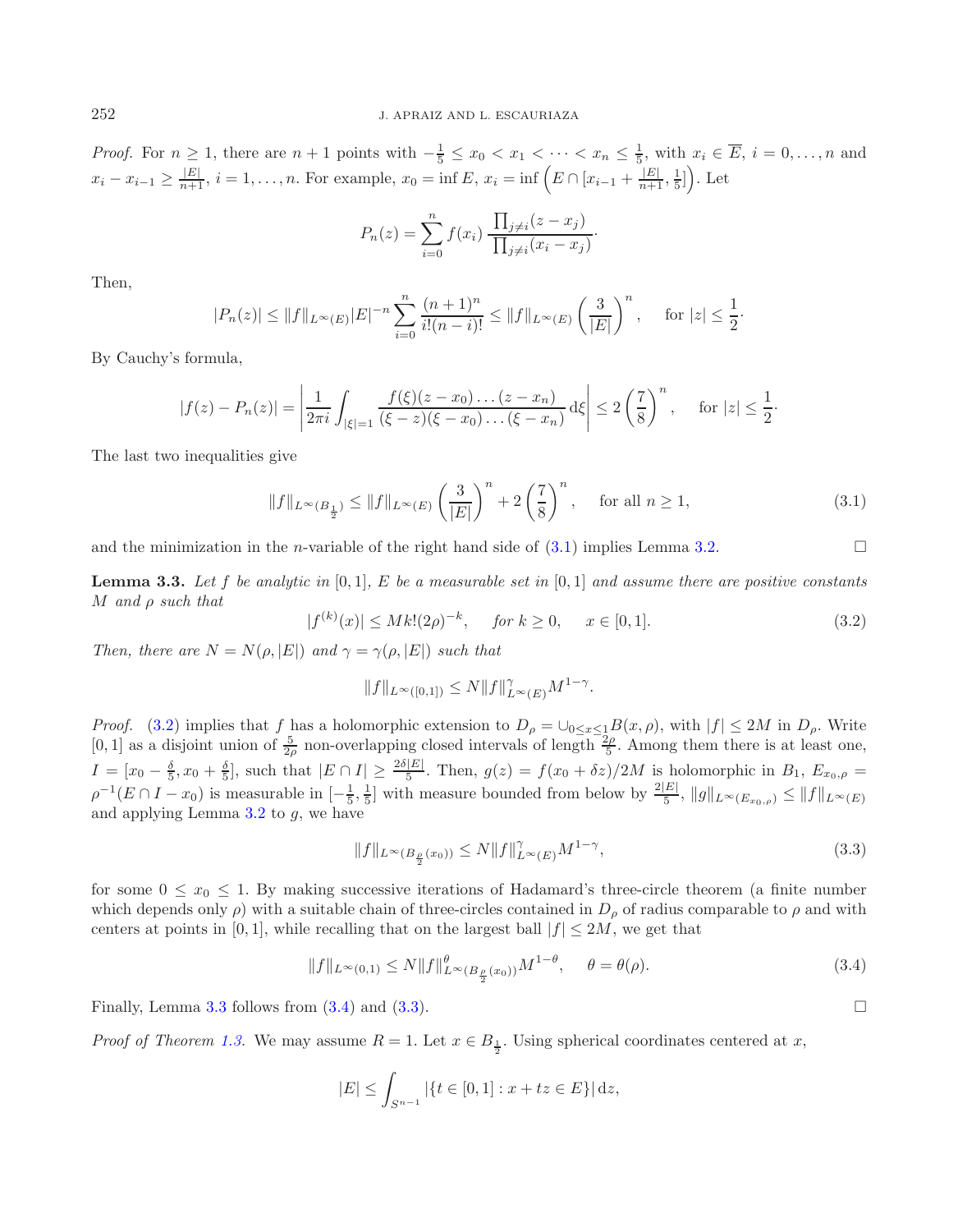*Proof.* For $n \geq 1$, there are $n+1$ points with $-\frac{1}{5} \leq x_0 < x_1 < \cdots < x_n \leq \frac{1}{5}$, with $x_i \in \overline{E}$, $i = 0, \ldots, n$ and $x_i - x_{i-1} \geq \frac{|E|}{n+1}$, $i = 1, \ldots, n$. For example, $x_0 = \inf E$, $x_i = \inf \left(E \cap [x_{i-1} + \frac{|E|}{n+1}, \frac{1}{5}]\right)$. Let

$$P_n(z) = \sum_{i=0}^{n} f(x_i) \, \frac{\prod_{j \neq i}(z - x_j)}{\prod_{j \neq i}(x_i - x_j)}.$$

Then,

$$|P_n(z)| \leq \|f\|_{L^\infty(E)} |E|^{-n} \sum_{i=0}^{n} \frac{(n+1)^n}{i!(n-i)!} \leq \|f\|_{L^\infty(E)} \left(\frac{3}{|E|}\right)^n, \quad \text{for } |z| \leq \frac{1}{2}.$$

By Cauchy's formula,

$$|f(z) - P_n(z)| = \left| \frac{1}{2\pi i} \int_{|\xi|=1} \frac{f(\xi)(z - x_0)\ldots(z - x_n)}{(\xi - z)(\xi - x_0)\ldots(\xi - x_n)} \, \mathrm{d}\xi \right| \leq 2 \left(\frac{7}{8}\right)^n, \quad \text{for } |z| \leq \frac{1}{2}.$$

The last two inequalities give

$$\|f\|_{L^\infty(B_{\frac{1}{2}})} \leq \|f\|_{L^\infty(E)} \left(\frac{3}{|E|}\right)^n + 2\left(\frac{7}{8}\right)^n, \quad \text{for all } n \geq 1, \tag{3.1}$$

and the minimization in the $n$-variable of the right hand side of (3.1) implies Lemma 3.2. □

**Lemma 3.3.** *Let $f$ be analytic in $[0,1]$, $E$ be a measurable set in $[0,1]$ and assume there are positive constants $M$ and $\rho$ such that*

$$|f^{(k)}(x)| \leq M k! (2\rho)^{-k}, \quad \text{for } k \geq 0, \quad x \in [0,1]. \tag{3.2}$$

*Then, there are $N = N(\rho, |E|)$ and $\gamma = \gamma(\rho, |E|)$ such that*

$$\|f\|_{L^\infty([0,1])} \leq N \|f\|_{L^\infty(E)}^{\gamma} M^{1-\gamma}.$$

*Proof.* (3.2) implies that $f$ has a holomorphic extension to $D_\rho = \cup_{0 \leq x \leq 1} B(x, \rho)$, with $|f| \leq 2M$ in $D_\rho$. Write $[0,1]$ as a disjoint union of $\frac{5}{2\rho}$ non-overlapping closed intervals of length $\frac{2\rho}{5}$. Among them there is at least one, $I = [x_0 - \frac{\delta}{5}, x_0 + \frac{\delta}{5}]$, such that $|E \cap I| \geq \frac{2\delta|E|}{5}$. Then, $g(z) = f(x_0 + \delta z)/2M$ is holomorphic in $B_1$, $E_{x_0,\rho} = \rho^{-1}(E \cap I - x_0)$ is measurable in $[-\frac{1}{5}, \frac{1}{5}]$ with measure bounded from below by $\frac{2|E|}{5}$, $\|g\|_{L^\infty(E_{x_0,\rho})} \leq \|f\|_{L^\infty(E)}$ and applying Lemma 3.2 to $g$, we have

$$\|f\|_{L^\infty(B_{\frac{\rho}{2}}(x_0))} \leq N \|f\|_{L^\infty(E)}^{\gamma} M^{1-\gamma}, \tag{3.3}$$

for some $0 \leq x_0 \leq 1$. By making successive iterations of Hadamard's three-circle theorem (a finite number which depends only $\rho$) with a suitable chain of three-circles contained in $D_\rho$ of radius comparable to $\rho$ and with centers at points in $[0,1]$, while recalling that on the largest ball $|f| \leq 2M$, we get that

$$\|f\|_{L^\infty(0,1)} \leq N \|f\|_{L^\infty(B_{\frac{\rho}{2}}(x_0))}^{\theta} M^{1-\theta}, \quad \theta = \theta(\rho). \tag{3.4}$$

Finally, Lemma 3.3 follows from (3.4) and (3.3). □

*Proof of Theorem 1.3.* We may assume $R = 1$. Let $x \in B_{\frac{1}{2}}$. Using spherical coordinates centered at $x$,

$$|E| \leq \int_{S^{n-1}} |\{t \in [0,1] : x + tz \in E\}| \, \mathrm{d}z,$$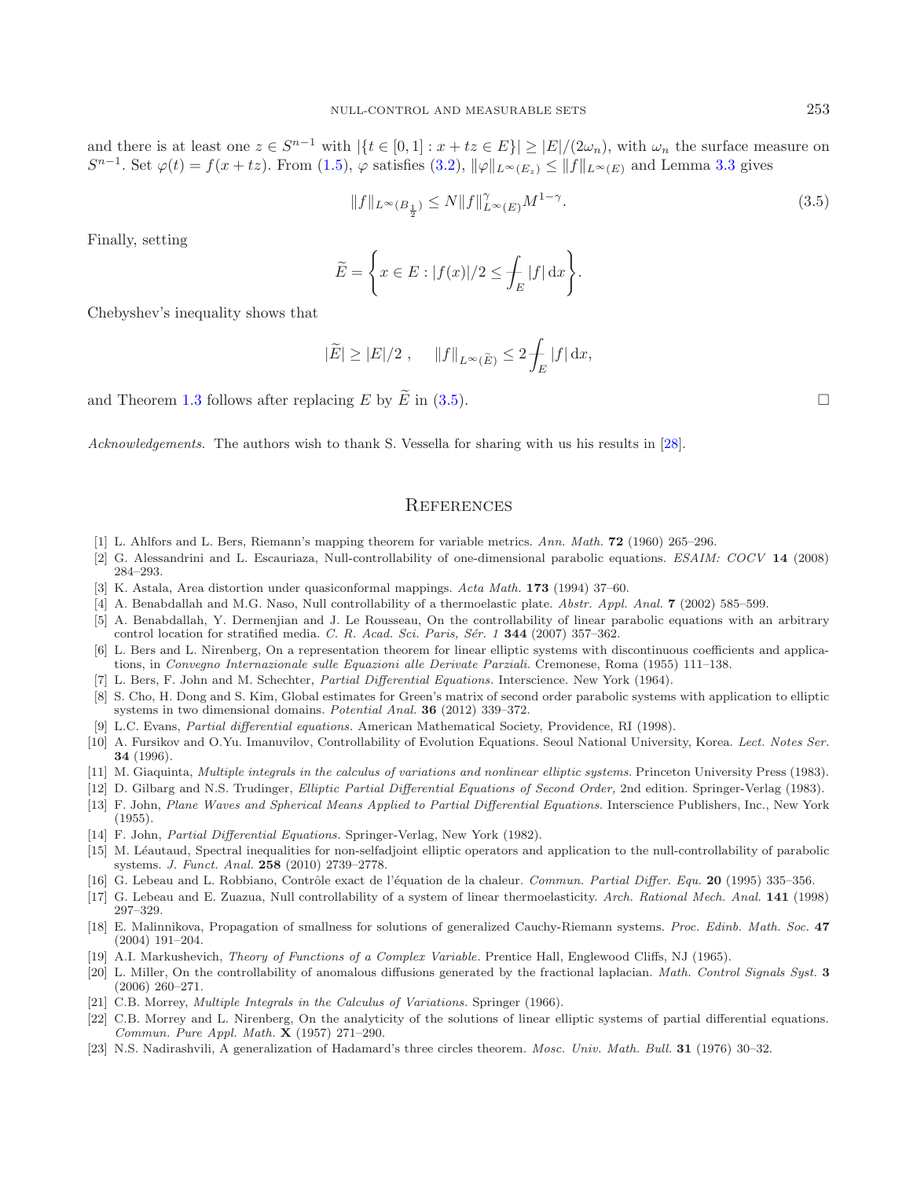and there is at least one $z \in S^{n-1}$ with $|\{t \in [0,1] : x + tz \in E\}| \geq |E|/(2\omega_n)$, with $\omega_n$ the surface measure on $S^{n-1}$. Set $\varphi(t) = f(x + tz)$. From (1.5), $\varphi$ satisfies (3.2), $\|\varphi\|_{L^\infty(E_z)} \leq \|f\|_{L^\infty(E)}$ and Lemma 3.3 gives

$$\|f\|_{L^\infty(B_{\frac{1}{2}})} \leq N \|f\|_{L^\infty(E)}^{\gamma} M^{1-\gamma}. \tag{3.5}$$

Finally, setting

$$\widetilde{E} = \left\{ x \in E : |f(x)|/2 \leq \fint_E |f| \,\mathrm{d}x \right\}.$$

Chebyshev's inequality shows that

$$|\widetilde{E}| \geq |E|/2 \ , \quad \|f\|_{L^\infty(\widetilde{E})} \leq 2 \fint_E |f| \,\mathrm{d}x,$$

and Theorem 1.3 follows after replacing $E$ by $\widetilde{E}$ in (3.5). $\square$

*Acknowledgements.* The authors wish to thank S. Vessella for sharing with us his results in [28].

## References

[1] L. Ahlfors and L. Bers, Riemann's mapping theorem for variable metrics. *Ann. Math.* **72** (1960) 265–296.

[2] G. Alessandrini and L. Escauriaza, Null-controllability of one-dimensional parabolic equations. *ESAIM: COCV* **14** (2008) 284–293.

[3] K. Astala, Area distortion under quasiconformal mappings. *Acta Math.* **173** (1994) 37–60.

[4] A. Benabdallah and M.G. Naso, Null controllability of a thermoelastic plate. *Abstr. Appl. Anal.* **7** (2002) 585–599.

[5] A. Benabdallah, Y. Dermenjian and J. Le Rousseau, On the controllability of linear parabolic equations with an arbitrary control location for stratified media. *C. R. Acad. Sci. Paris, Sér. 1* **344** (2007) 357–362.

[6] L. Bers and L. Nirenberg, On a representation theorem for linear elliptic systems with discontinuous coefficients and applications, in *Convegno Internazionale sulle Equazioni alle Derivate Parziali*. Cremonese, Roma (1955) 111–138.

[7] L. Bers, F. John and M. Schechter, *Partial Differential Equations.* Interscience. New York (1964).

[8] S. Cho, H. Dong and S. Kim, Global estimates for Green's matrix of second order parabolic systems with application to elliptic systems in two dimensional domains. *Potential Anal.* **36** (2012) 339–372.

[9] L.C. Evans, *Partial differential equations.* American Mathematical Society, Providence, RI (1998).

[10] A. Fursikov and O.Yu. Imanuvilov, Controllability of Evolution Equations. Seoul National University, Korea. *Lect. Notes Ser.* **34** (1996).

[11] M. Giaquinta, *Multiple integrals in the calculus of variations and nonlinear elliptic systems.* Princeton University Press (1983).

[12] D. Gilbarg and N.S. Trudinger, *Elliptic Partial Differential Equations of Second Order,* 2nd edition. Springer-Verlag (1983).

[13] F. John, *Plane Waves and Spherical Means Applied to Partial Differential Equations.* Interscience Publishers, Inc., New York (1955).

[14] F. John, *Partial Differential Equations.* Springer-Verlag, New York (1982).

[15] M. Léautaud, Spectral inequalities for non-selfadjoint elliptic operators and application to the null-controllability of parabolic systems. *J. Funct. Anal.* **258** (2010) 2739–2778.

[16] G. Lebeau and L. Robbiano, Contrôle exact de l'équation de la chaleur. *Commun. Partial Differ. Equ.* **20** (1995) 335–356.

[17] G. Lebeau and E. Zuazua, Null controllability of a system of linear thermoelasticity. *Arch. Rational Mech. Anal.* **141** (1998) 297–329.

[18] E. Malinnikova, Propagation of smallness for solutions of generalized Cauchy-Riemann systems. *Proc. Edinb. Math. Soc.* **47** (2004) 191–204.

[19] A.I. Markushevich, *Theory of Functions of a Complex Variable.* Prentice Hall, Englewood Cliffs, NJ (1965).

[20] L. Miller, On the controllability of anomalous diffusions generated by the fractional laplacian. *Math. Control Signals Syst.* **3** (2006) 260–271.

[21] C.B. Morrey, *Multiple Integrals in the Calculus of Variations.* Springer (1966).

[22] C.B. Morrey and L. Nirenberg, On the analyticity of the solutions of linear elliptic systems of partial differential equations. *Commun. Pure Appl. Math.* **X** (1957) 271–290.

[23] N.S. Nadirashvili, A generalization of Hadamard's three circles theorem. *Mosc. Univ. Math. Bull.* **31** (1976) 30–32.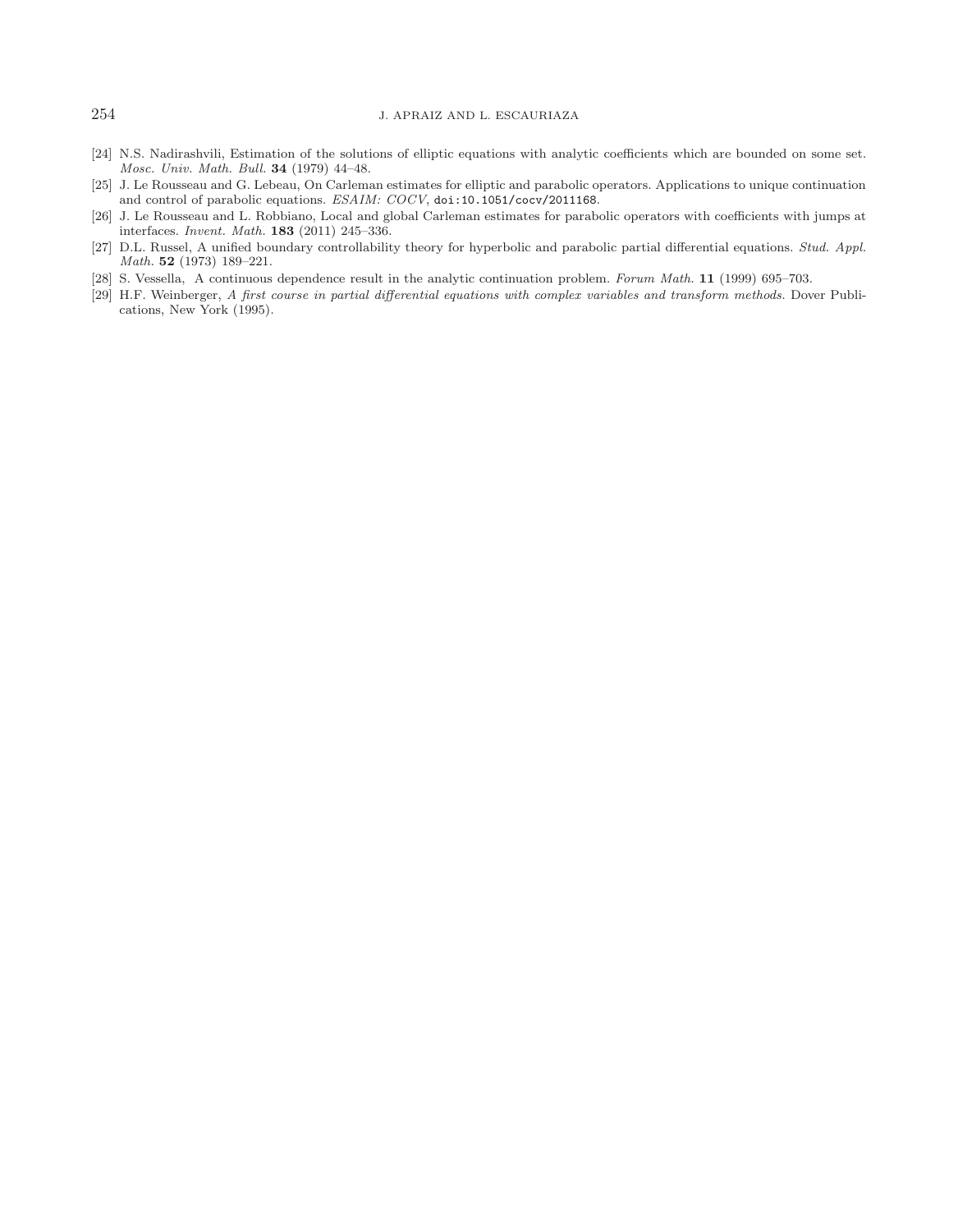[24] N.S. Nadirashvili, Estimation of the solutions of elliptic equations with analytic coefficients which are bounded on some set. *Mosc. Univ. Math. Bull.* **34** (1979) 44–48.

[25] J. Le Rousseau and G. Lebeau, On Carleman estimates for elliptic and parabolic operators. Applications to unique continuation and control of parabolic equations. *ESAIM: COCV*, doi:10.1051/cocv/2011168.

[26] J. Le Rousseau and L. Robbiano, Local and global Carleman estimates for parabolic operators with coefficients with jumps at interfaces. *Invent. Math.* **183** (2011) 245–336.

[27] D.L. Russel, A unified boundary controllability theory for hyperbolic and parabolic partial differential equations. *Stud. Appl. Math.* **52** (1973) 189–221.

[28] S. Vessella, A continuous dependence result in the analytic continuation problem. *Forum Math.* **11** (1999) 695–703.

[29] H.F. Weinberger, *A first course in partial differential equations with complex variables and transform methods.* Dover Publications, New York (1995).